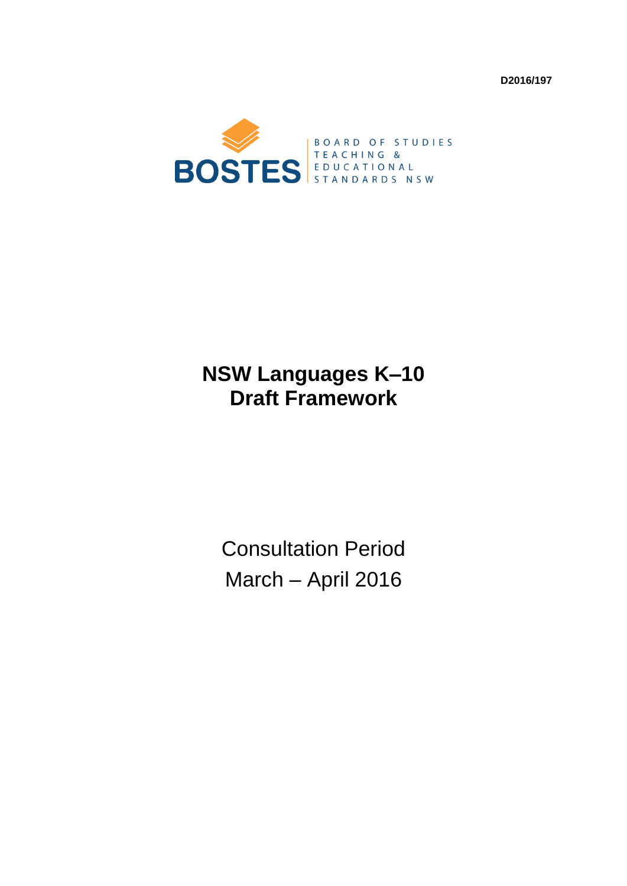D2016/197

BOSTES

BOARD OF STUDIES TEACHING & EDUCATIONAL STANDARDS NSW

# NSW Languages K–10 Draft Framework

Consultation Period
March – April 2016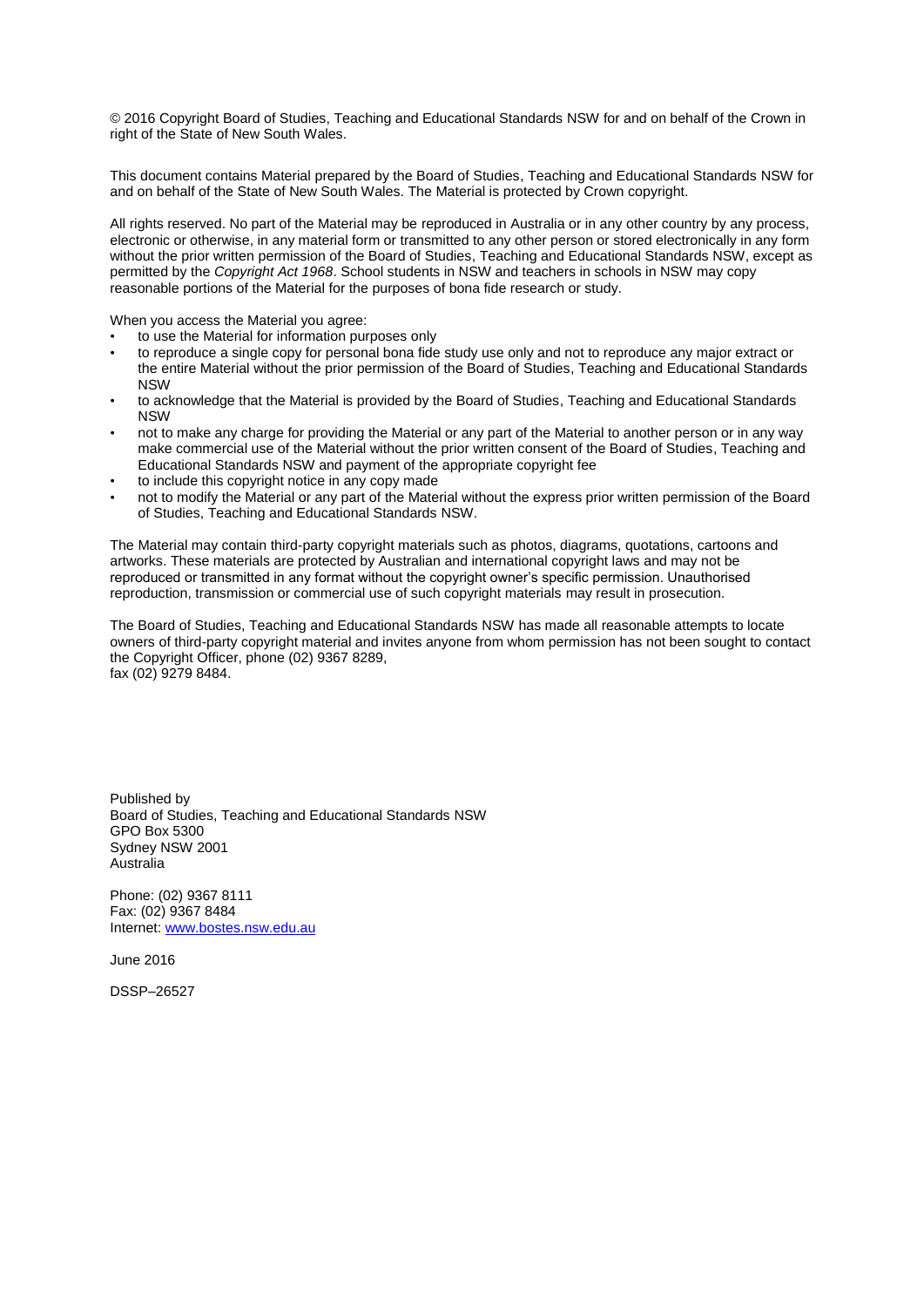© 2016 Copyright Board of Studies, Teaching and Educational Standards NSW for and on behalf of the Crown in right of the State of New South Wales.

This document contains Material prepared by the Board of Studies, Teaching and Educational Standards NSW for and on behalf of the State of New South Wales. The Material is protected by Crown copyright.

All rights reserved. No part of the Material may be reproduced in Australia or in any other country by any process, electronic or otherwise, in any material form or transmitted to any other person or stored electronically in any form without the prior written permission of the Board of Studies, Teaching and Educational Standards NSW, except as permitted by the *Copyright Act 1968*. School students in NSW and teachers in schools in NSW may copy reasonable portions of the Material for the purposes of bona fide research or study.

When you access the Material you agree:

- to use the Material for information purposes only
- to reproduce a single copy for personal bona fide study use only and not to reproduce any major extract or the entire Material without the prior permission of the Board of Studies, Teaching and Educational Standards NSW
- to acknowledge that the Material is provided by the Board of Studies, Teaching and Educational Standards NSW
- not to make any charge for providing the Material or any part of the Material to another person or in any way make commercial use of the Material without the prior written consent of the Board of Studies, Teaching and Educational Standards NSW and payment of the appropriate copyright fee
- to include this copyright notice in any copy made
- not to modify the Material or any part of the Material without the express prior written permission of the Board of Studies, Teaching and Educational Standards NSW.

The Material may contain third-party copyright materials such as photos, diagrams, quotations, cartoons and artworks. These materials are protected by Australian and international copyright laws and may not be reproduced or transmitted in any format without the copyright owner's specific permission. Unauthorised reproduction, transmission or commercial use of such copyright materials may result in prosecution.

The Board of Studies, Teaching and Educational Standards NSW has made all reasonable attempts to locate owners of third-party copyright material and invites anyone from whom permission has not been sought to contact the Copyright Officer, phone (02) 9367 8289,
fax (02) 9279 8484.

Published by
Board of Studies, Teaching and Educational Standards NSW
GPO Box 5300
Sydney NSW 2001
Australia

Phone: (02) 9367 8111
Fax: (02) 9367 8484
Internet: www.bostes.nsw.edu.au

June 2016

DSSP–26527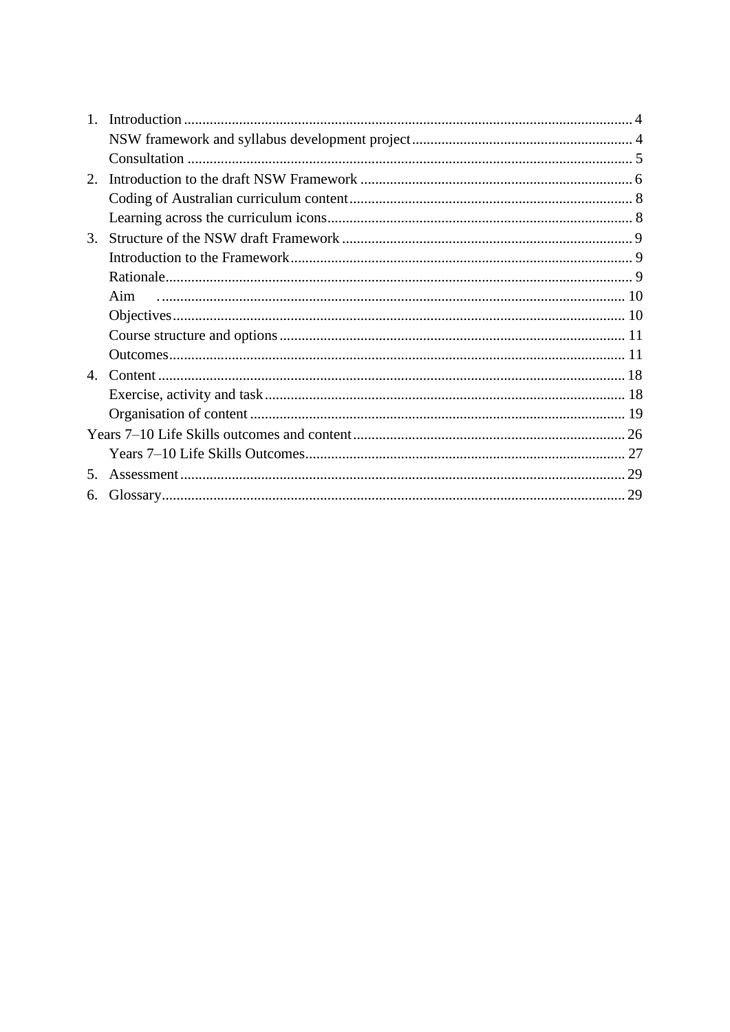1. Introduction ........................................................................................................ 4
    NSW framework and syllabus development project ........................................................ 4
    Consultation ........................................................................................................ 5
2. Introduction to the draft NSW Framework ......................................................................... 6
    Coding of Australian curriculum content ........................................................................ 8
    Learning across the curriculum icons ............................................................................ 8
3. Structure of the NSW draft Framework ............................................................................ 9
    Introduction to the Framework ........................................................................................ 9
    Rationale ................................................................................................................ 9
    Aim ........................................................................................................................ 10
    Objectives ................................................................................................................ 10
    Course structure and options ........................................................................................ 11
    Outcomes ................................................................................................................ 11
4. Content ................................................................................................................ 18
    Exercise, activity and task ............................................................................................ 18
    Organisation of content ................................................................................................ 19

Years 7–10 Life Skills outcomes and content ........................................................................ 26
    Years 7–10 Life Skills Outcomes .................................................................................... 27

5. Assessment ............................................................................................................ 29
6. Glossary ................................................................................................................ 29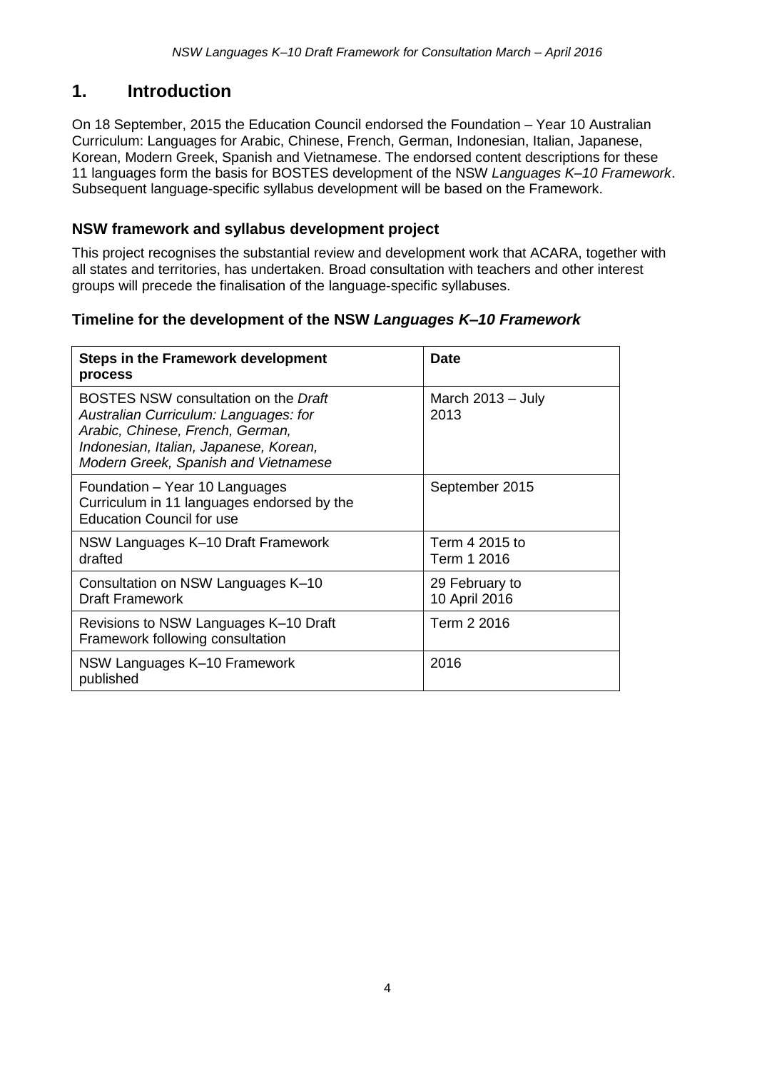# 1. Introduction

On 18 September, 2015 the Education Council endorsed the Foundation – Year 10 Australian Curriculum: Languages for Arabic, Chinese, French, German, Indonesian, Italian, Japanese, Korean, Modern Greek, Spanish and Vietnamese. The endorsed content descriptions for these 11 languages form the basis for BOSTES development of the NSW *Languages K–10 Framework*. Subsequent language-specific syllabus development will be based on the Framework.

### NSW framework and syllabus development project

This project recognises the substantial review and development work that ACARA, together with all states and territories, has undertaken. Broad consultation with teachers and other interest groups will precede the finalisation of the language-specific syllabuses.

### Timeline for the development of the NSW *Languages K–10 Framework*

| Steps in the Framework development process | Date |
|---|---|
| BOSTES NSW consultation on the *Draft Australian Curriculum: Languages: for Arabic, Chinese, French, German, Indonesian, Italian, Japanese, Korean, Modern Greek, Spanish and Vietnamese* | March 2013 – July 2013 |
| Foundation – Year 10 Languages Curriculum in 11 languages endorsed by the Education Council for use | September 2015 |
| NSW Languages K–10 Draft Framework drafted | Term 4 2015 to Term 1 2016 |
| Consultation on NSW Languages K–10 Draft Framework | 29 February to 10 April 2016 |
| Revisions to NSW Languages K–10 Draft Framework following consultation | Term 2 2016 |
| NSW Languages K–10 Framework published | 2016 |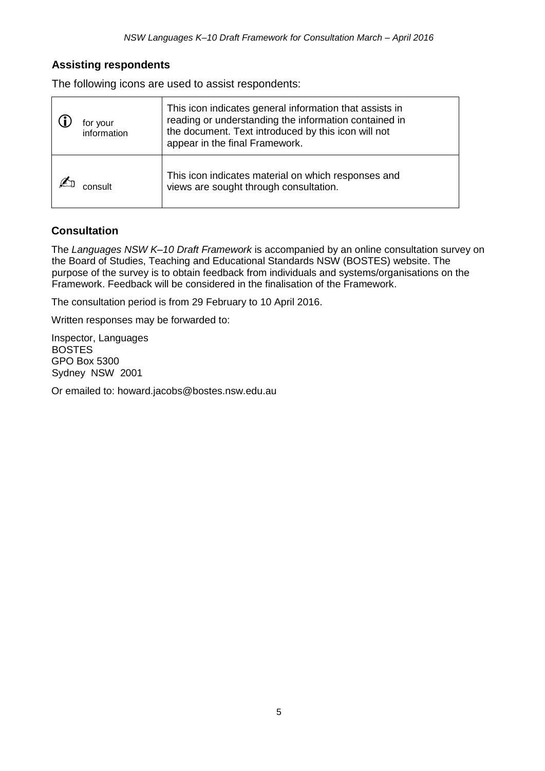## Assisting respondents

The following icons are used to assist respondents:

| | |
|---|---|
| ⓘ for your information | This icon indicates general information that assists in reading or understanding the information contained in the document. Text introduced by this icon will not appear in the final Framework. |
| ✍ consult | This icon indicates material on which responses and views are sought through consultation. |

## Consultation

The *Languages NSW K–10 Draft Framework* is accompanied by an online consultation survey on the Board of Studies, Teaching and Educational Standards NSW (BOSTES) website. The purpose of the survey is to obtain feedback from individuals and systems/organisations on the Framework. Feedback will be considered in the finalisation of the Framework.

The consultation period is from 29 February to 10 April 2016.

Written responses may be forwarded to:

Inspector, Languages
BOSTES
GPO Box 5300
Sydney NSW 2001

Or emailed to: howard.jacobs@bostes.nsw.edu.au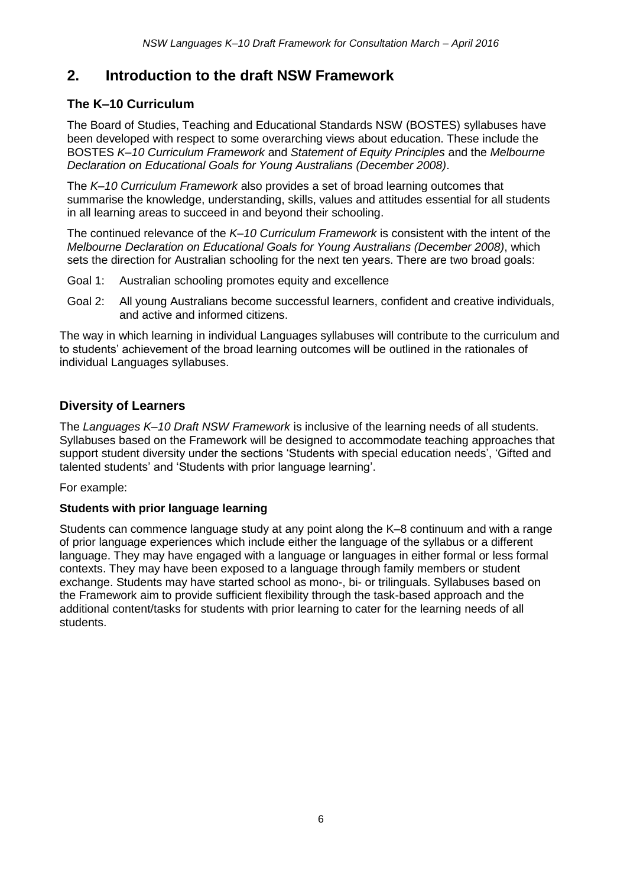## 2. Introduction to the draft NSW Framework

### The K–10 Curriculum

The Board of Studies, Teaching and Educational Standards NSW (BOSTES) syllabuses have been developed with respect to some overarching views about education. These include the BOSTES *K–10 Curriculum Framework* and *Statement of Equity Principles* and the *Melbourne Declaration on Educational Goals for Young Australians (December 2008)*.

The *K–10 Curriculum Framework* also provides a set of broad learning outcomes that summarise the knowledge, understanding, skills, values and attitudes essential for all students in all learning areas to succeed in and beyond their schooling.

The continued relevance of the *K–10 Curriculum Framework* is consistent with the intent of the *Melbourne Declaration on Educational Goals for Young Australians (December 2008)*, which sets the direction for Australian schooling for the next ten years. There are two broad goals:

Goal 1: Australian schooling promotes equity and excellence

Goal 2: All young Australians become successful learners, confident and creative individuals, and active and informed citizens.

The way in which learning in individual Languages syllabuses will contribute to the curriculum and to students' achievement of the broad learning outcomes will be outlined in the rationales of individual Languages syllabuses.

### Diversity of Learners

The *Languages K–10 Draft NSW Framework* is inclusive of the learning needs of all students. Syllabuses based on the Framework will be designed to accommodate teaching approaches that support student diversity under the sections 'Students with special education needs', 'Gifted and talented students' and 'Students with prior language learning'.

For example:

**Students with prior language learning**

Students can commence language study at any point along the K–8 continuum and with a range of prior language experiences which include either the language of the syllabus or a different language. They may have engaged with a language or languages in either formal or less formal contexts. They may have been exposed to a language through family members or student exchange. Students may have started school as mono-, bi- or trilinguals. Syllabuses based on the Framework aim to provide sufficient flexibility through the task-based approach and the additional content/tasks for students with prior learning to cater for the learning needs of all students.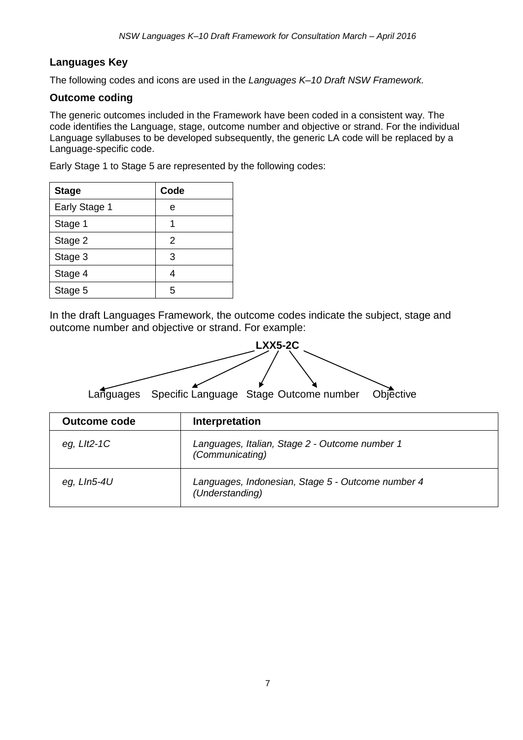## Languages Key

The following codes and icons are used in the *Languages K–10 Draft NSW Framework.*

### Outcome coding

The generic outcomes included in the Framework have been coded in a consistent way. The code identifies the Language, stage, outcome number and objective or strand. For the individual Language syllabuses to be developed subsequently, the generic LA code will be replaced by a Language-specific code.

Early Stage 1 to Stage 5 are represented by the following codes:

| Stage | Code |
|---|---|
| Early Stage 1 | e |
| Stage 1 | 1 |
| Stage 2 | 2 |
| Stage 3 | 3 |
| Stage 4 | 4 |
| Stage 5 | 5 |

In the draft Languages Framework, the outcome codes indicate the subject, stage and outcome number and objective or strand. For example:

**LXX5-2C**

Languages — Specific Language — Stage — Outcome number — Objective

| Outcome code | Interpretation |
|---|---|
| *eg, LIt2-1C* | *Languages, Italian, Stage 2 - Outcome number 1 (Communicating)* |
| *eg, LIn5-4U* | *Languages, Indonesian, Stage 5 - Outcome number 4 (Understanding)* |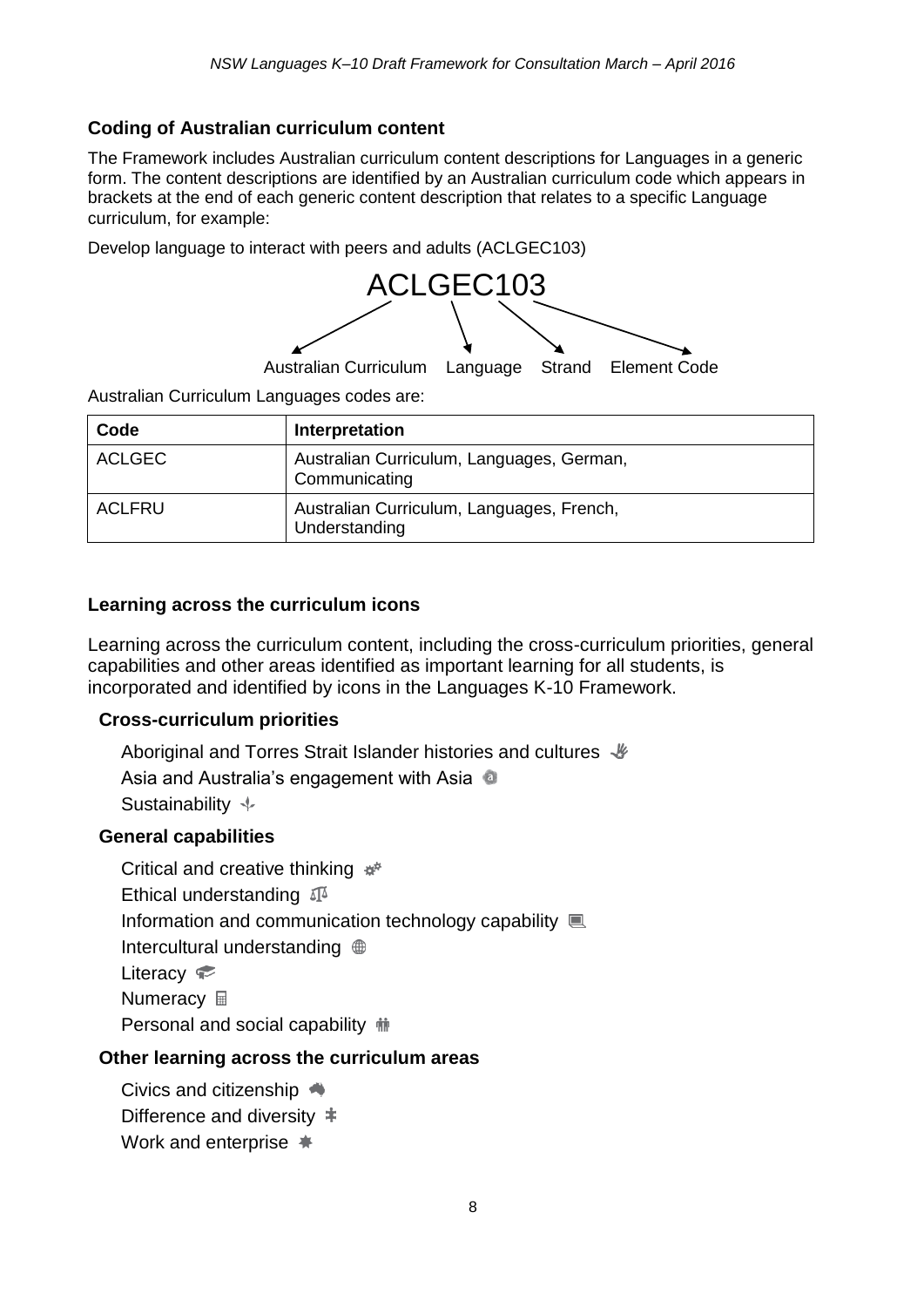## Coding of Australian curriculum content

The Framework includes Australian curriculum content descriptions for Languages in a generic form. The content descriptions are identified by an Australian curriculum code which appears in brackets at the end of each generic content description that relates to a specific Language curriculum, for example:

Develop language to interact with peers and adults (ACLGEC103)

ACLGEC103

Australian Curriculum Language Strand Element Code

Australian Curriculum Languages codes are:

| Code | Interpretation |
| --- | --- |
| ACLGEC | Australian Curriculum, Languages, German, Communicating |
| ACLFRU | Australian Curriculum, Languages, French, Understanding |

## Learning across the curriculum icons

Learning across the curriculum content, including the cross-curriculum priorities, general capabilities and other areas identified as important learning for all students, is incorporated and identified by icons in the Languages K-10 Framework.

### Cross-curriculum priorities

- Aboriginal and Torres Strait Islander histories and cultures
- Asia and Australia's engagement with Asia
- Sustainability

### General capabilities

- Critical and creative thinking
- Ethical understanding
- Information and communication technology capability
- Intercultural understanding
- Literacy
- Numeracy
- Personal and social capability

### Other learning across the curriculum areas

- Civics and citizenship
- Difference and diversity
- Work and enterprise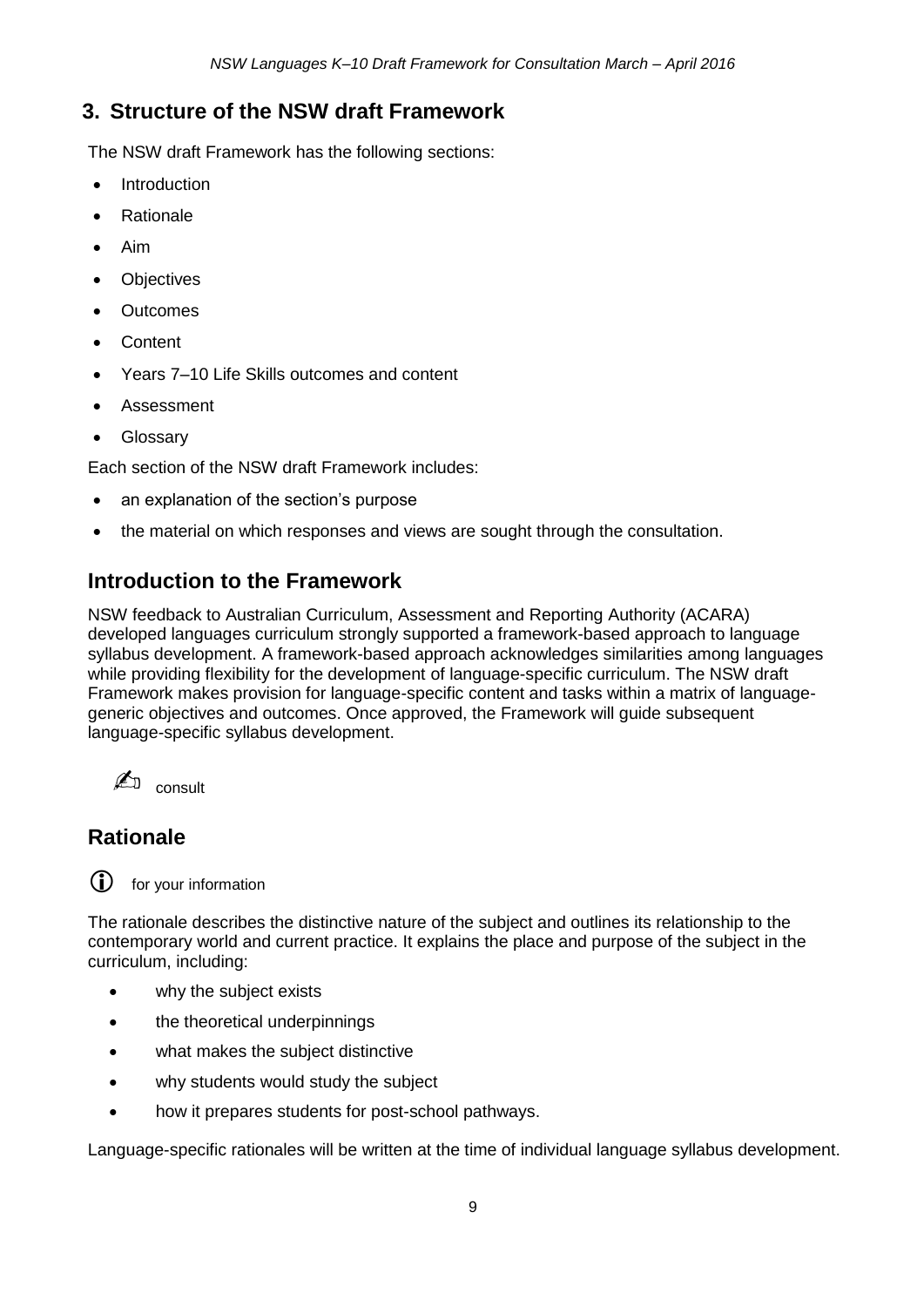## 3. Structure of the NSW draft Framework

The NSW draft Framework has the following sections:

- Introduction
- Rationale
- Aim
- Objectives
- Outcomes
- Content
- Years 7–10 Life Skills outcomes and content
- Assessment
- Glossary

Each section of the NSW draft Framework includes:

- an explanation of the section's purpose
- the material on which responses and views are sought through the consultation.

## Introduction to the Framework

NSW feedback to Australian Curriculum, Assessment and Reporting Authority (ACARA) developed languages curriculum strongly supported a framework-based approach to language syllabus development. A framework-based approach acknowledges similarities among languages while providing flexibility for the development of language-specific curriculum. The NSW draft Framework makes provision for language-specific content and tasks within a matrix of language-generic objectives and outcomes. Once approved, the Framework will guide subsequent language-specific syllabus development.

✍ consult

## Rationale

ⓘ for your information

The rationale describes the distinctive nature of the subject and outlines its relationship to the contemporary world and current practice. It explains the place and purpose of the subject in the curriculum, including:

- why the subject exists
- the theoretical underpinnings
- what makes the subject distinctive
- why students would study the subject
- how it prepares students for post-school pathways.

Language-specific rationales will be written at the time of individual language syllabus development.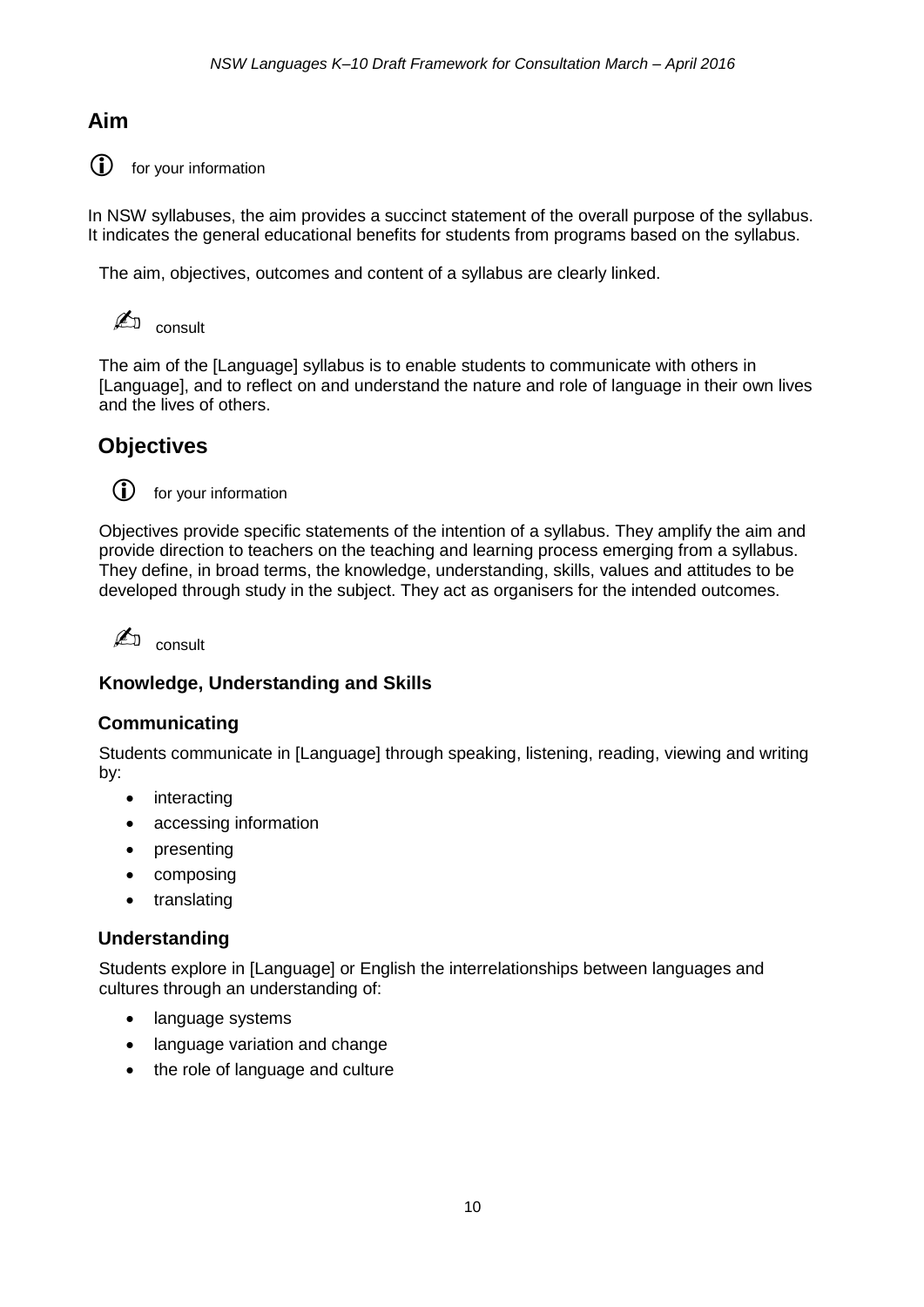## Aim

ⓘ for your information

In NSW syllabuses, the aim provides a succinct statement of the overall purpose of the syllabus. It indicates the general educational benefits for students from programs based on the syllabus.

The aim, objectives, outcomes and content of a syllabus are clearly linked.

✍ consult

The aim of the [Language] syllabus is to enable students to communicate with others in [Language], and to reflect on and understand the nature and role of language in their own lives and the lives of others.

## Objectives

ⓘ for your information

Objectives provide specific statements of the intention of a syllabus. They amplify the aim and provide direction to teachers on the teaching and learning process emerging from a syllabus. They define, in broad terms, the knowledge, understanding, skills, values and attitudes to be developed through study in the subject. They act as organisers for the intended outcomes.

✍ consult

### Knowledge, Understanding and Skills

#### Communicating

Students communicate in [Language] through speaking, listening, reading, viewing and writing by:

- interacting
- accessing information
- presenting
- composing
- translating

#### Understanding

Students explore in [Language] or English the interrelationships between languages and cultures through an understanding of:

- language systems
- language variation and change
- the role of language and culture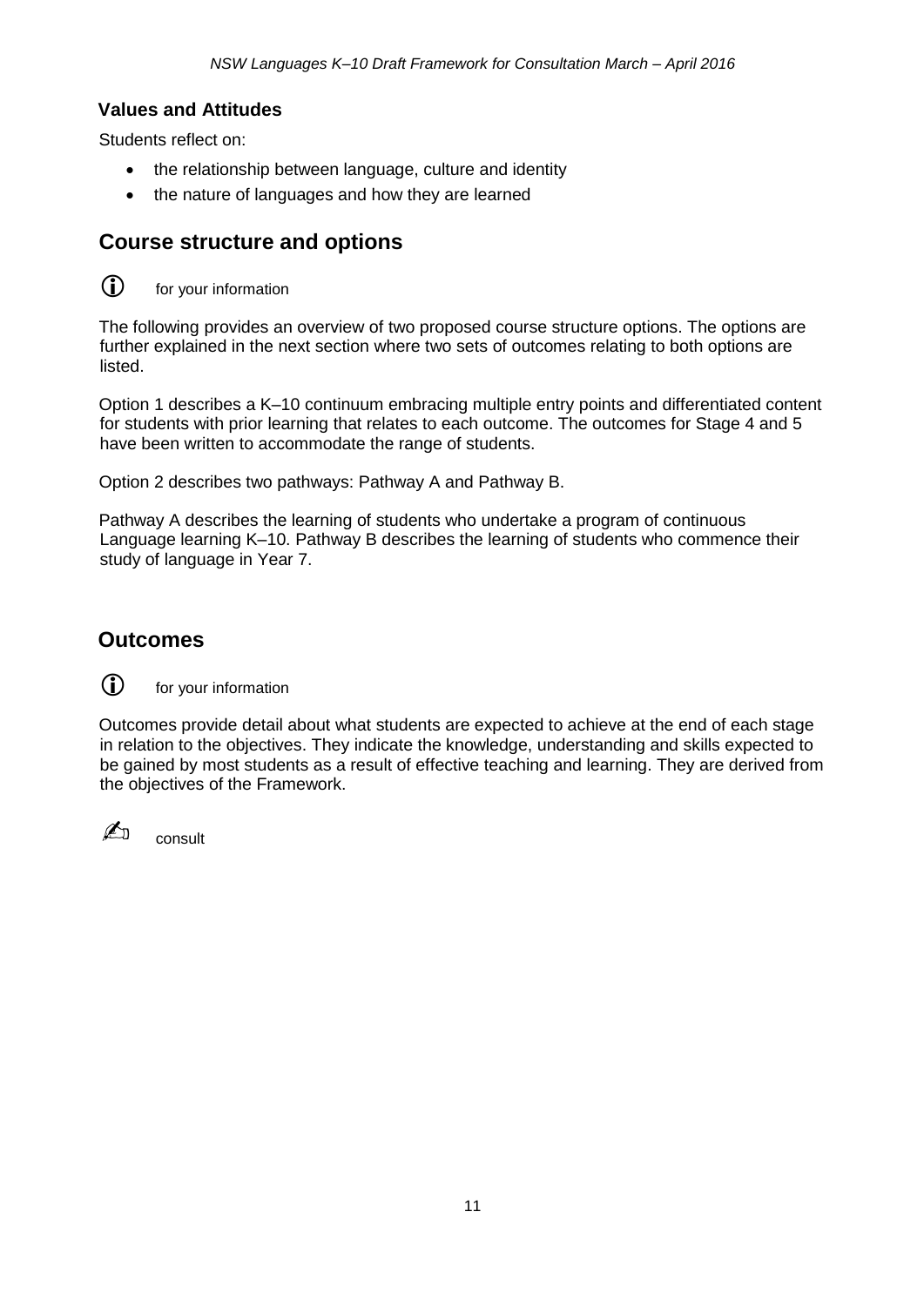### Values and Attitudes

Students reflect on:

- the relationship between language, culture and identity
- the nature of languages and how they are learned

## Course structure and options

ⓘ for your information

The following provides an overview of two proposed course structure options. The options are further explained in the next section where two sets of outcomes relating to both options are listed.

Option 1 describes a K–10 continuum embracing multiple entry points and differentiated content for students with prior learning that relates to each outcome. The outcomes for Stage 4 and 5 have been written to accommodate the range of students.

Option 2 describes two pathways: Pathway A and Pathway B.

Pathway A describes the learning of students who undertake a program of continuous Language learning K–10. Pathway B describes the learning of students who commence their study of language in Year 7.

## Outcomes

ⓘ for your information

Outcomes provide detail about what students are expected to achieve at the end of each stage in relation to the objectives. They indicate the knowledge, understanding and skills expected to be gained by most students as a result of effective teaching and learning. They are derived from the objectives of the Framework.

✍ consult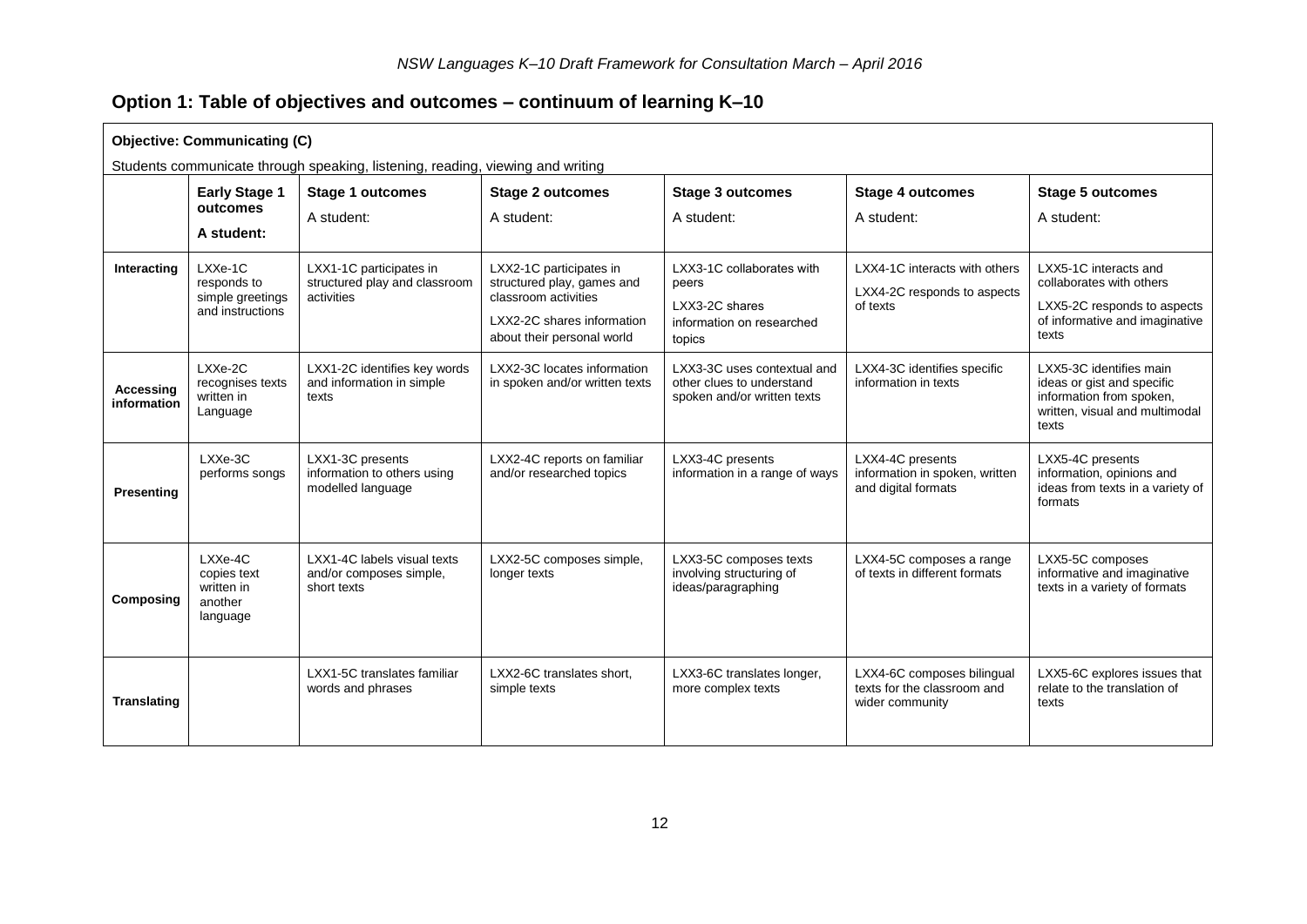## Option 1: Table of objectives and outcomes – continuum of learning K–10

**Objective: Communicating (C)**

Students communicate through speaking, listening, reading, viewing and writing

| | **Early Stage 1 outcomes** **A student:** | **Stage 1 outcomes** A student: | **Stage 2 outcomes** A student: | **Stage 3 outcomes** A student: | **Stage 4 outcomes** A student: | **Stage 5 outcomes** A student: |
|---|---|---|---|---|---|---|
| **Interacting** | LXXe-1C responds to simple greetings and instructions | LXX1-1C participates in structured play and classroom activities | LXX2-1C participates in structured play, games and classroom activities<br>LXX2-2C shares information about their personal world | LXX3-1C collaborates with peers<br>LXX3-2C shares information on researched topics | LXX4-1C interacts with others<br>LXX4-2C responds to aspects of texts | LXX5-1C interacts and collaborates with others<br>LXX5-2C responds to aspects of informative and imaginative texts |
| **Accessing information** | LXXe-2C recognises texts written in Language | LXX1-2C identifies key words and information in simple texts | LXX2-3C locates information in spoken and/or written texts | LXX3-3C uses contextual and other clues to understand spoken and/or written texts | LXX4-3C identifies specific information in texts | LXX5-3C identifies main ideas or gist and specific information from spoken, written, visual and multimodal texts |
| **Presenting** | LXXe-3C performs songs | LXX1-3C presents information to others using modelled language | LXX2-4C reports on familiar and/or researched topics | LXX3-4C presents information in a range of ways | LXX4-4C presents information in spoken, written and digital formats | LXX5-4C presents information, opinions and ideas from texts in a variety of formats |
| **Composing** | LXXe-4C copies text written in another language | LXX1-4C labels visual texts and/or composes simple, short texts | LXX2-5C composes simple, longer texts | LXX3-5C composes texts involving structuring of ideas/paragraphing | LXX4-5C composes a range of texts in different formats | LXX5-5C composes informative and imaginative texts in a variety of formats |
| **Translating** | | LXX1-5C translates familiar words and phrases | LXX2-6C translates short, simple texts | LXX3-6C translates longer, more complex texts | LXX4-6C composes bilingual texts for the classroom and wider community | LXX5-6C explores issues that relate to the translation of texts |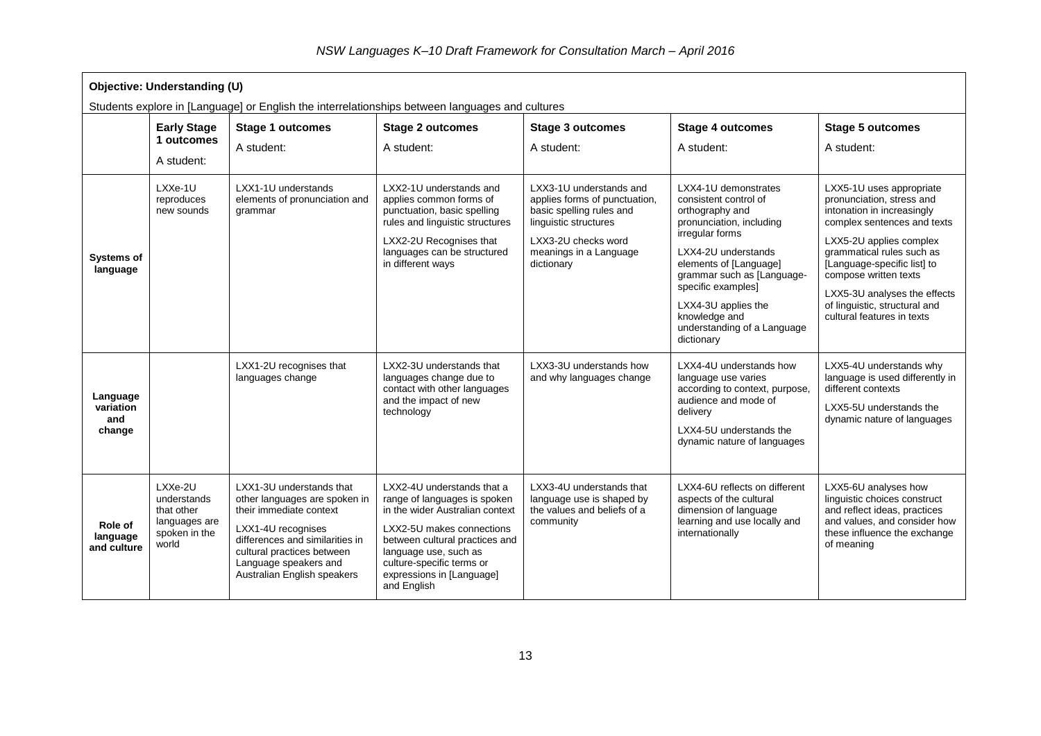**Objective: Understanding (U)**

Students explore in [Language] or English the interrelationships between languages and cultures

| | Early Stage 1 outcomes<br>A student: | Stage 1 outcomes<br>A student: | Stage 2 outcomes<br>A student: | Stage 3 outcomes<br>A student: | Stage 4 outcomes<br>A student: | Stage 5 outcomes<br>A student: |
|---|---|---|---|---|---|---|
| **Systems of language** | LXXe-1U reproduces new sounds | LXX1-1U understands elements of pronunciation and grammar | LXX2-1U understands and applies common forms of punctuation, basic spelling rules and linguistic structures<br><br>LXX2-2U Recognises that languages can be structured in different ways | LXX3-1U understands and applies forms of punctuation, basic spelling rules and linguistic structures<br><br>LXX3-2U checks word meanings in a Language dictionary | LXX4-1U demonstrates consistent control of orthography and pronunciation, including irregular forms<br><br>LXX4-2U understands elements of [Language] grammar such as [Language-specific examples]<br><br>LXX4-3U applies the knowledge and understanding of a Language dictionary | LXX5-1U uses appropriate pronunciation, stress and intonation in increasingly complex sentences and texts<br><br>LXX5-2U applies complex grammatical rules such as [Language-specific list] to compose written texts<br><br>LXX5-3U analyses the effects of linguistic, structural and cultural features in texts |
| **Language variation and change** | | LXX1-2U recognises that languages change | LXX2-3U understands that languages change due to contact with other languages and the impact of new technology | LXX3-3U understands how and why languages change | LXX4-4U understands how language use varies according to context, purpose, audience and mode of delivery<br><br>LXX4-5U understands the dynamic nature of languages | LXX5-4U understands why language is used differently in different contexts<br><br>LXX5-5U understands the dynamic nature of languages |
| **Role of language and culture** | LXXe-2U understands that other languages are spoken in the world | LXX1-3U understands that other languages are spoken in their immediate context<br><br>LXX1-4U recognises differences and similarities in cultural practices between Language speakers and Australian English speakers | LXX2-4U understands that a range of languages is spoken in the wider Australian context<br><br>LXX2-5U makes connections between cultural practices and language use, such as culture-specific terms or expressions in [Language] and English | LXX3-4U understands that language use is shaped by the values and beliefs of a community | LXX4-6U reflects on different aspects of the cultural dimension of language learning and use locally and internationally | LXX5-6U analyses how linguistic choices construct and reflect ideas, practices and values, and consider how these influence the exchange of meaning |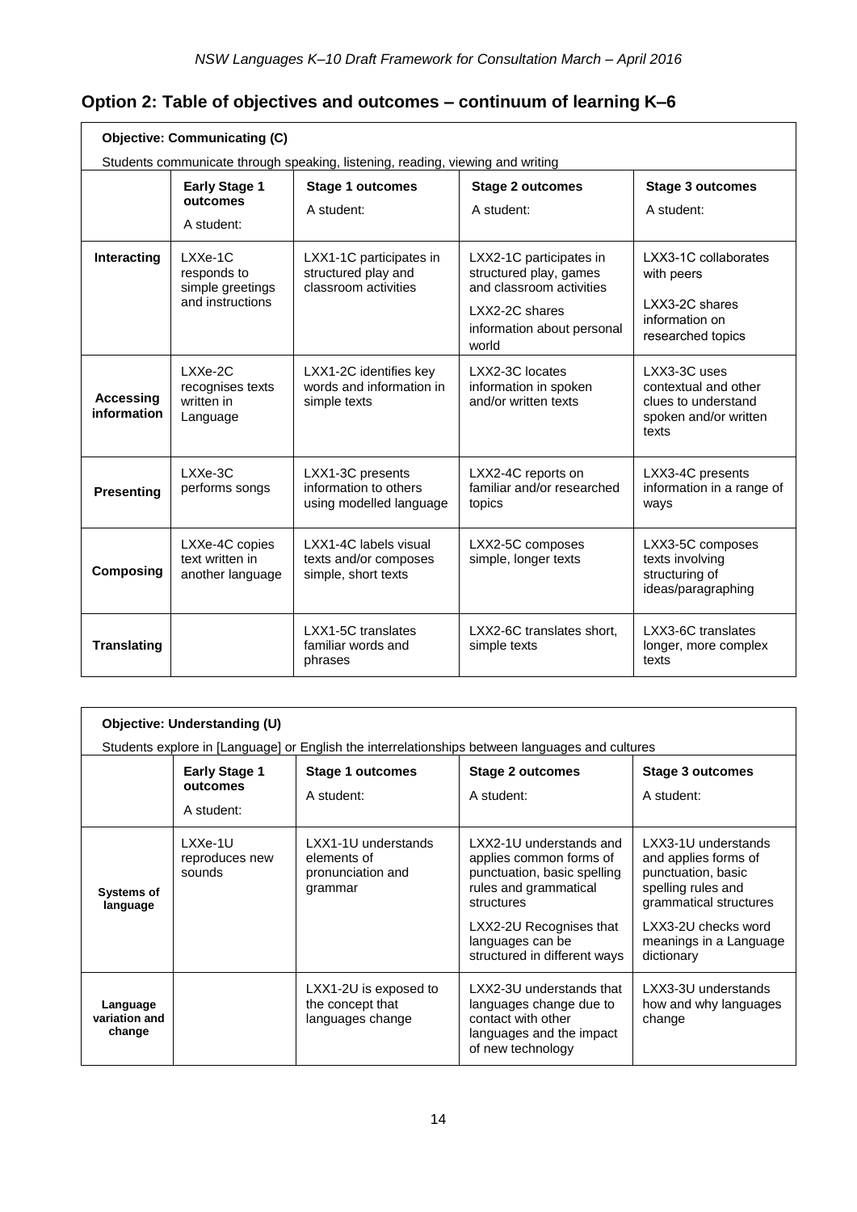## Option 2: Table of objectives and outcomes – continuum of learning K–6

**Objective: Communicating (C)**

Students communicate through speaking, listening, reading, viewing and writing

| | Early Stage 1 outcomes<br>A student: | Stage 1 outcomes<br>A student: | Stage 2 outcomes<br>A student: | Stage 3 outcomes<br>A student: |
|---|---|---|---|---|
| **Interacting** | LXXe-1C responds to simple greetings and instructions | LXX1-1C participates in structured play and classroom activities | LXX2-1C participates in structured play, games and classroom activities<br>LXX2-2C shares information about personal world | LXX3-1C collaborates with peers<br>LXX3-2C shares information on researched topics |
| **Accessing information** | LXXe-2C recognises texts written in Language | LXX1-2C identifies key words and information in simple texts | LXX2-3C locates information in spoken and/or written texts | LXX3-3C uses contextual and other clues to understand spoken and/or written texts |
| **Presenting** | LXXe-3C performs songs | LXX1-3C presents information to others using modelled language | LXX2-4C reports on familiar and/or researched topics | LXX3-4C presents information in a range of ways |
| **Composing** | LXXe-4C copies text written in another language | LXX1-4C labels visual texts and/or composes simple, short texts | LXX2-5C composes simple, longer texts | LXX3-5C composes texts involving structuring of ideas/paragraphing |
| **Translating** | | LXX1-5C translates familiar words and phrases | LXX2-6C translates short, simple texts | LXX3-6C translates longer, more complex texts |

**Objective: Understanding (U)**

Students explore in [Language] or English the interrelationships between languages and cultures

| | Early Stage 1 outcomes<br>A student: | Stage 1 outcomes<br>A student: | Stage 2 outcomes<br>A student: | Stage 3 outcomes<br>A student: |
|---|---|---|---|---|
| **Systems of language** | LXXe-1U reproduces new sounds | LXX1-1U understands elements of pronunciation and grammar | LXX2-1U understands and applies common forms of punctuation, basic spelling rules and grammatical structures<br>LXX2-2U Recognises that languages can be structured in different ways | LXX3-1U understands and applies forms of punctuation, basic spelling rules and grammatical structures<br>LXX3-2U checks word meanings in a Language dictionary |
| **Language variation and change** | | LXX1-2U is exposed to the concept that languages change | LXX2-3U understands that languages change due to contact with other languages and the impact of new technology | LXX3-3U understands how and why languages change |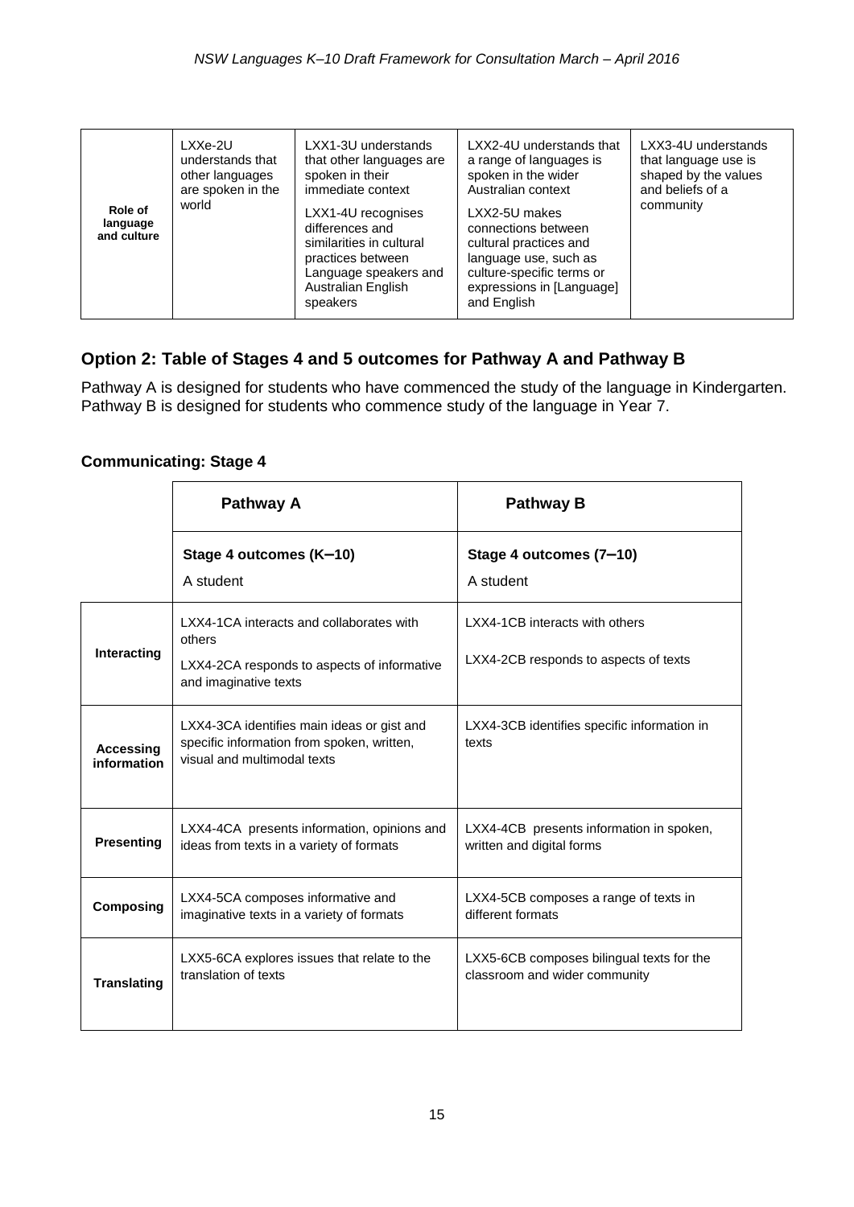| Role of language and culture | LXXe-2U understands that other languages are spoken in the world | LXX1-3U understands that other languages are spoken in their immediate context<br><br>LXX1-4U recognises differences and similarities in cultural practices between Language speakers and Australian English speakers | LXX2-4U understands that a range of languages is spoken in the wider Australian context<br><br>LXX2-5U makes connections between cultural practices and language use, such as culture-specific terms or expressions in [Language] and English | LXX3-4U understands that language use is shaped by the values and beliefs of a community |
|---|---|---|---|---|

## Option 2: Table of Stages 4 and 5 outcomes for Pathway A and Pathway B

Pathway A is designed for students who have commenced the study of the language in Kindergarten. Pathway B is designed for students who commence study of the language in Year 7.

### Communicating: Stage 4

| | Pathway A | Pathway B |
|---|---|---|
| | **Stage 4 outcomes (K–10)**<br>A student | **Stage 4 outcomes (7–10)**<br>A student |
| **Interacting** | LXX4-1CA interacts and collaborates with others<br><br>LXX4-2CA responds to aspects of informative and imaginative texts | LXX4-1CB interacts with others<br><br>LXX4-2CB responds to aspects of texts |
| **Accessing information** | LXX4-3CA identifies main ideas or gist and specific information from spoken, written, visual and multimodal texts | LXX4-3CB identifies specific information in texts |
| **Presenting** | LXX4-4CA presents information, opinions and ideas from texts in a variety of formats | LXX4-4CB presents information in spoken, written and digital forms |
| **Composing** | LXX4-5CA composes informative and imaginative texts in a variety of formats | LXX4-5CB composes a range of texts in different formats |
| **Translating** | LXX5-6CA explores issues that relate to the translation of texts | LXX5-6CB composes bilingual texts for the classroom and wider community |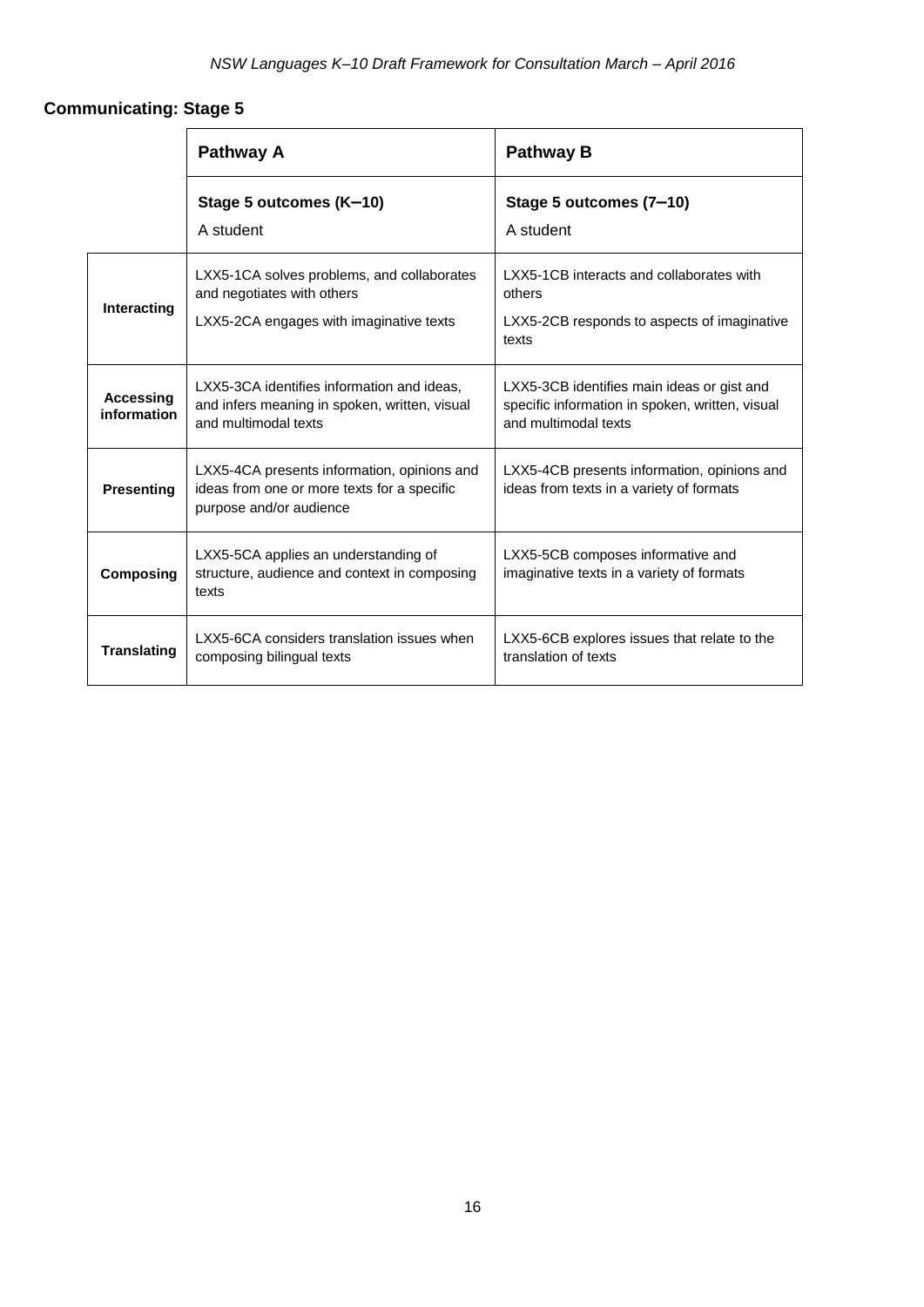## Communicating: Stage 5

| | Pathway A | Pathway B |
|---|---|---|
| | **Stage 5 outcomes (K–10)**<br>A student | **Stage 5 outcomes (7–10)**<br>A student |
| **Interacting** | LXX5-1CA solves problems, and collaborates and negotiates with others<br>LXX5-2CA engages with imaginative texts | LXX5-1CB interacts and collaborates with others<br>LXX5-2CB responds to aspects of imaginative texts |
| **Accessing information** | LXX5-3CA identifies information and ideas, and infers meaning in spoken, written, visual and multimodal texts | LXX5-3CB identifies main ideas or gist and specific information in spoken, written, visual and multimodal texts |
| **Presenting** | LXX5-4CA presents information, opinions and ideas from one or more texts for a specific purpose and/or audience | LXX5-4CB presents information, opinions and ideas from texts in a variety of formats |
| **Composing** | LXX5-5CA applies an understanding of structure, audience and context in composing texts | LXX5-5CB composes informative and imaginative texts in a variety of formats |
| **Translating** | LXX5-6CA considers translation issues when composing bilingual texts | LXX5-6CB explores issues that relate to the translation of texts |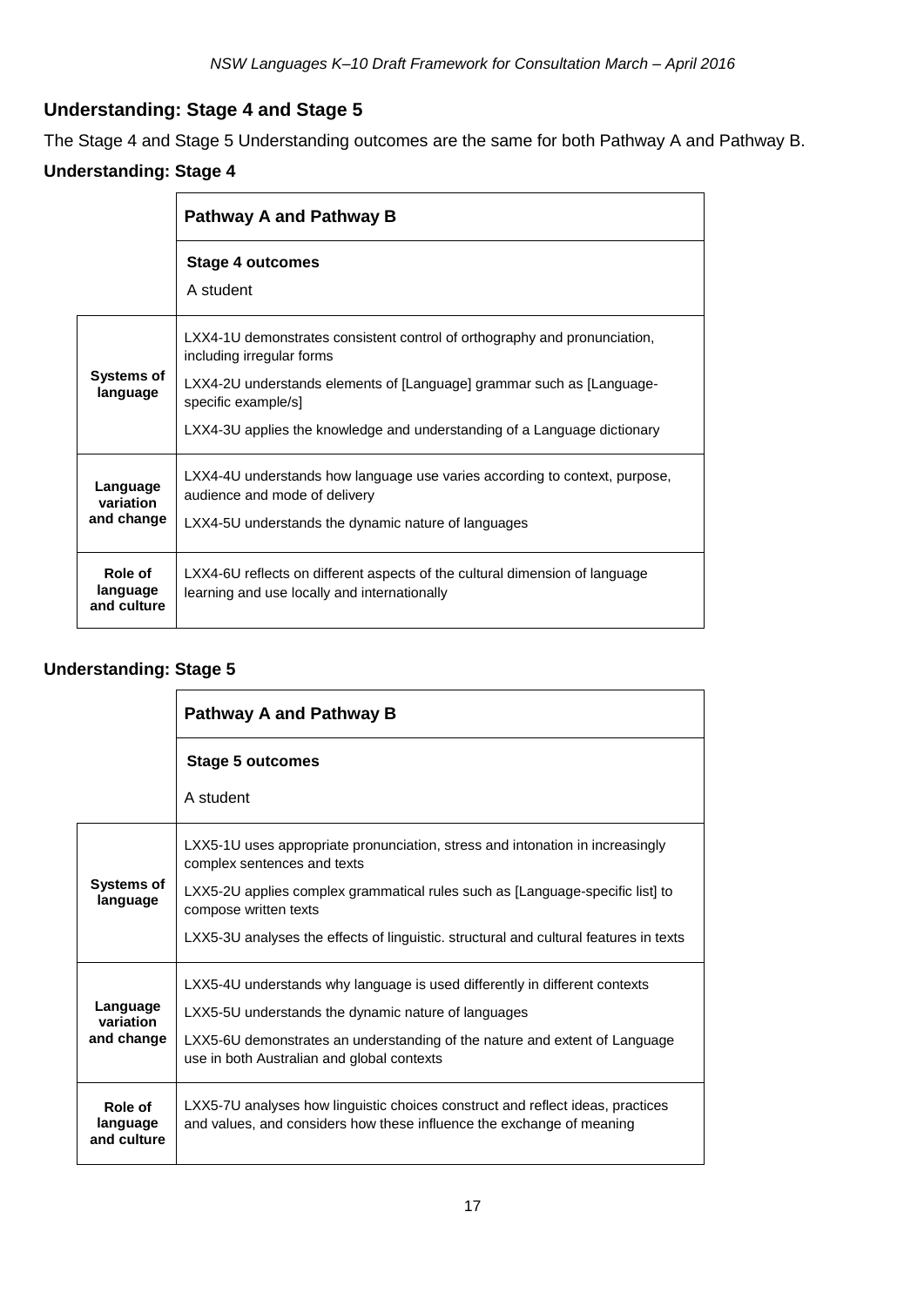## Understanding: Stage 4 and Stage 5

The Stage 4 and Stage 5 Understanding outcomes are the same for both Pathway A and Pathway B.

### Understanding: Stage 4

| | Pathway A and Pathway B |
|---|---|
| | **Stage 4 outcomes**<br>A student |
| **Systems of language** | LXX4-1U demonstrates consistent control of orthography and pronunciation, including irregular forms<br>LXX4-2U understands elements of [Language] grammar such as [Language-specific example/s]<br>LXX4-3U applies the knowledge and understanding of a Language dictionary |
| **Language variation and change** | LXX4-4U understands how language use varies according to context, purpose, audience and mode of delivery<br>LXX4-5U understands the dynamic nature of languages |
| **Role of language and culture** | LXX4-6U reflects on different aspects of the cultural dimension of language learning and use locally and internationally |

### Understanding: Stage 5

| | Pathway A and Pathway B |
|---|---|
| | **Stage 5 outcomes**<br>A student |
| **Systems of language** | LXX5-1U uses appropriate pronunciation, stress and intonation in increasingly complex sentences and texts<br>LXX5-2U applies complex grammatical rules such as [Language-specific list] to compose written texts<br>LXX5-3U analyses the effects of linguistic. structural and cultural features in texts |
| **Language variation and change** | LXX5-4U understands why language is used differently in different contexts<br>LXX5-5U understands the dynamic nature of languages<br>LXX5-6U demonstrates an understanding of the nature and extent of Language use in both Australian and global contexts |
| **Role of language and culture** | LXX5-7U analyses how linguistic choices construct and reflect ideas, practices and values, and considers how these influence the exchange of meaning |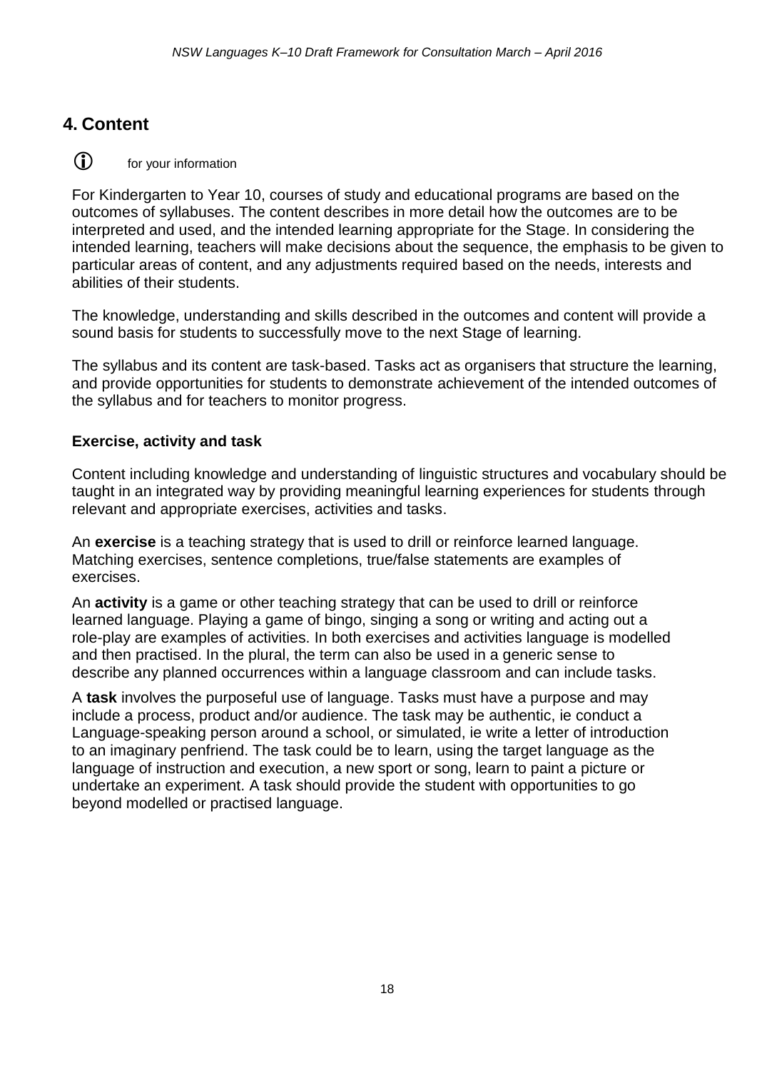## 4. Content

ⓘ for your information

For Kindergarten to Year 10, courses of study and educational programs are based on the outcomes of syllabuses. The content describes in more detail how the outcomes are to be interpreted and used, and the intended learning appropriate for the Stage. In considering the intended learning, teachers will make decisions about the sequence, the emphasis to be given to particular areas of content, and any adjustments required based on the needs, interests and abilities of their students.

The knowledge, understanding and skills described in the outcomes and content will provide a sound basis for students to successfully move to the next Stage of learning.

The syllabus and its content are task-based. Tasks act as organisers that structure the learning, and provide opportunities for students to demonstrate achievement of the intended outcomes of the syllabus and for teachers to monitor progress.

### Exercise, activity and task

Content including knowledge and understanding of linguistic structures and vocabulary should be taught in an integrated way by providing meaningful learning experiences for students through relevant and appropriate exercises, activities and tasks.

An **exercise** is a teaching strategy that is used to drill or reinforce learned language. Matching exercises, sentence completions, true/false statements are examples of exercises.

An **activity** is a game or other teaching strategy that can be used to drill or reinforce learned language. Playing a game of bingo, singing a song or writing and acting out a role-play are examples of activities. In both exercises and activities language is modelled and then practised. In the plural, the term can also be used in a generic sense to describe any planned occurrences within a language classroom and can include tasks.

A **task** involves the purposeful use of language. Tasks must have a purpose and may include a process, product and/or audience. The task may be authentic, ie conduct a Language-speaking person around a school, or simulated, ie write a letter of introduction to an imaginary penfriend. The task could be to learn, using the target language as the language of instruction and execution, a new sport or song, learn to paint a picture or undertake an experiment. A task should provide the student with opportunities to go beyond modelled or practised language.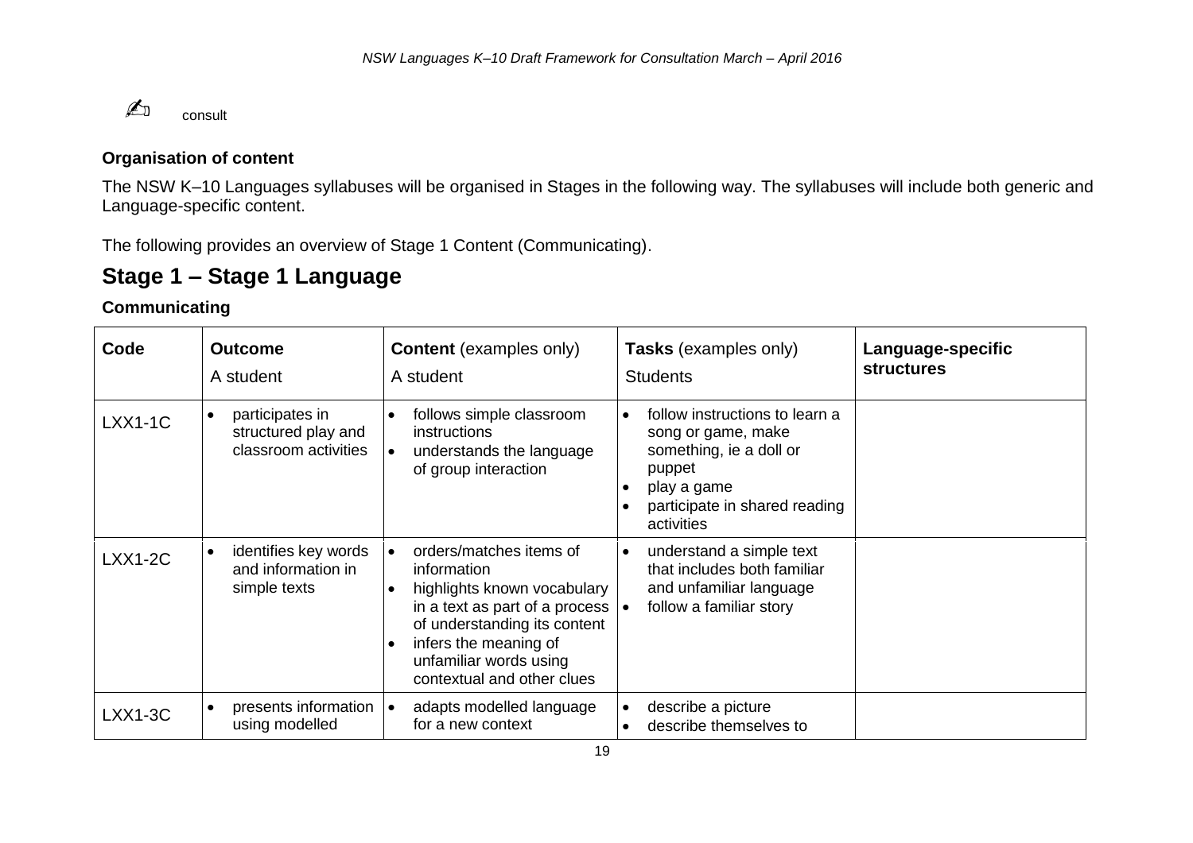✍ consult

**Organisation of content**

The NSW K–10 Languages syllabuses will be organised in Stages in the following way. The syllabuses will include both generic and Language-specific content.

The following provides an overview of Stage 1 Content (Communicating).

## Stage 1 – Stage 1 Language

**Communicating**

| Code | Outcome<br>A student | Content (examples only)<br>A student | Tasks (examples only)<br>Students | Language-specific structures |
|---|---|---|---|---|
| LXX1-1C | • participates in structured play and classroom activities | • follows simple classroom instructions<br>• understands the language of group interaction | • follow instructions to learn a song or game, make something, ie a doll or puppet<br>• play a game<br>• participate in shared reading activities | |
| LXX1-2C | • identifies key words and information in simple texts | • orders/matches items of information<br>• highlights known vocabulary in a text as part of a process of understanding its content<br>• infers the meaning of unfamiliar words using contextual and other clues | • understand a simple text that includes both familiar and unfamiliar language<br>• follow a familiar story | |
| LXX1-3C | • presents information using modelled | • adapts modelled language for a new context | • describe a picture<br>• describe themselves to | |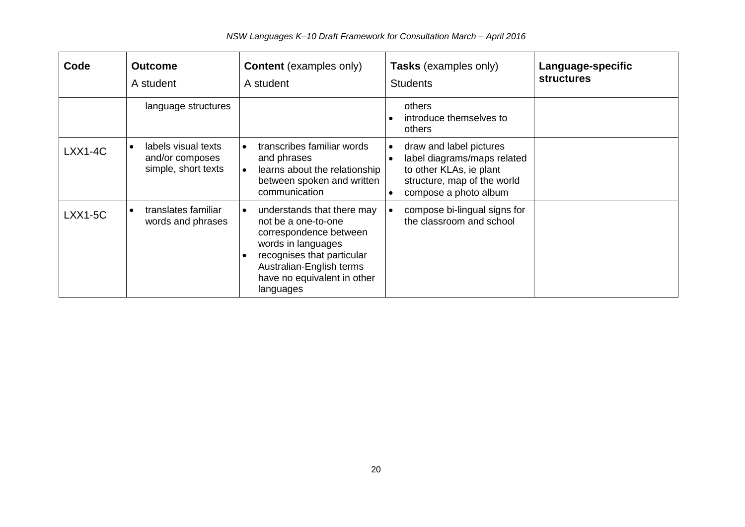| Code | **Outcome** A student | **Content** (examples only) A student | **Tasks** (examples only) Students | **Language-specific structures** |
|---|---|---|---|---|
| | language structures | | others<br>• introduce themselves to others | |
| LXX1-4C | • labels visual texts and/or composes simple, short texts | • transcribes familiar words and phrases<br>• learns about the relationship between spoken and written communication | • draw and label pictures<br>• label diagrams/maps related to other KLAs, ie plant structure, map of the world<br>• compose a photo album | |
| LXX1-5C | • translates familiar words and phrases | • understands that there may not be a one-to-one correspondence between words in languages<br>• recognises that particular Australian-English terms have no equivalent in other languages | • compose bi-lingual signs for the classroom and school | |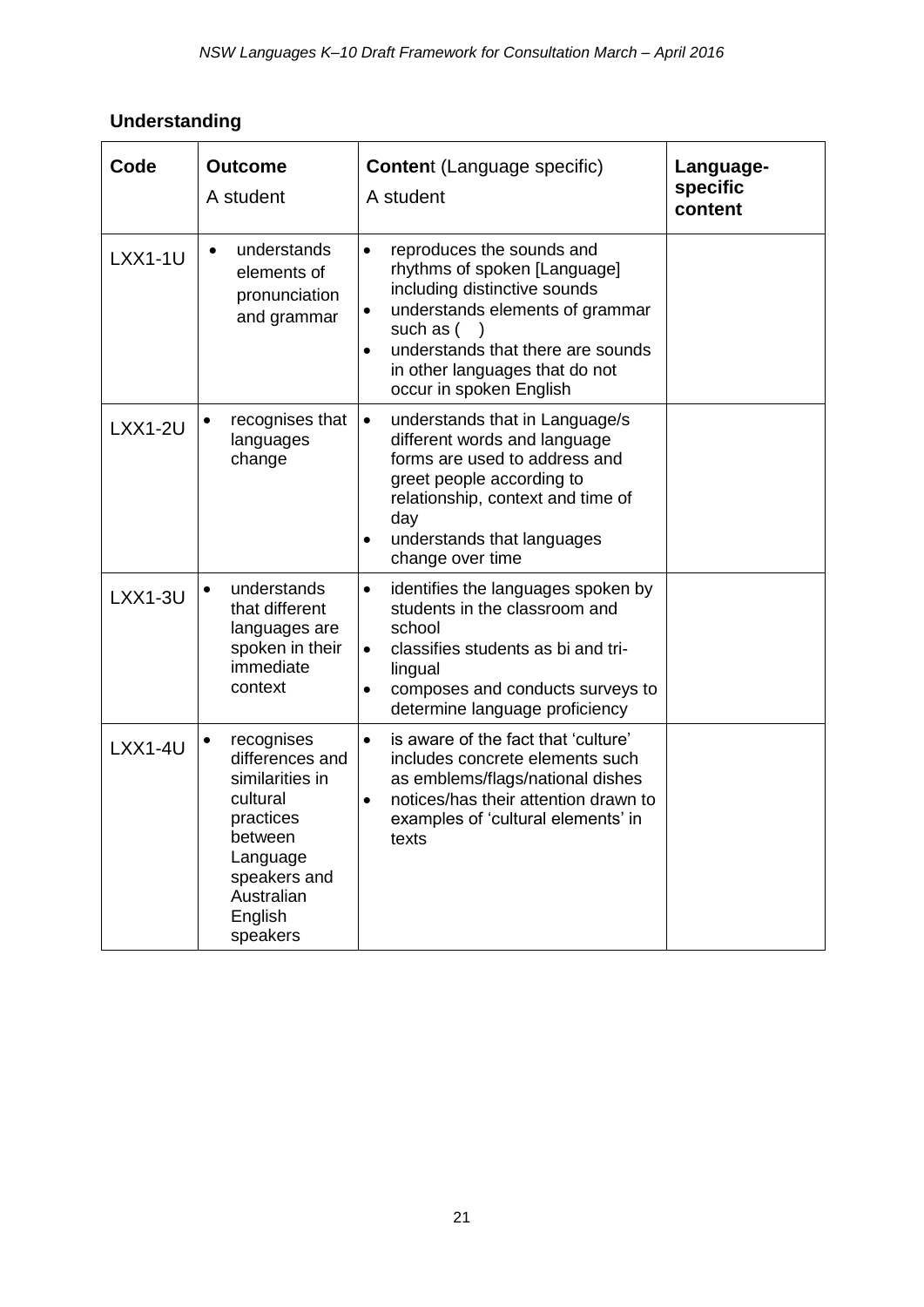## Understanding

| Code | Outcome<br>A student | Content (Language specific)<br>A student | Language-specific content |
|---|---|---|---|
| LXX1-1U | • understands elements of pronunciation and grammar | • reproduces the sounds and rhythms of spoken [Language] including distinctive sounds<br>• understands elements of grammar such as (  )<br>• understands that there are sounds in other languages that do not occur in spoken English | |
| LXX1-2U | • recognises that languages change | • understands that in Language/s different words and language forms are used to address and greet people according to relationship, context and time of day<br>• understands that languages change over time | |
| LXX1-3U | • understands that different languages are spoken in their immediate context | • identifies the languages spoken by students in the classroom and school<br>• classifies students as bi and tri-lingual<br>• composes and conducts surveys to determine language proficiency | |
| LXX1-4U | • recognises differences and similarities in cultural practices between Language speakers and Australian English speakers | • is aware of the fact that 'culture' includes concrete elements such as emblems/flags/national dishes<br>• notices/has their attention drawn to examples of 'cultural elements' in texts | |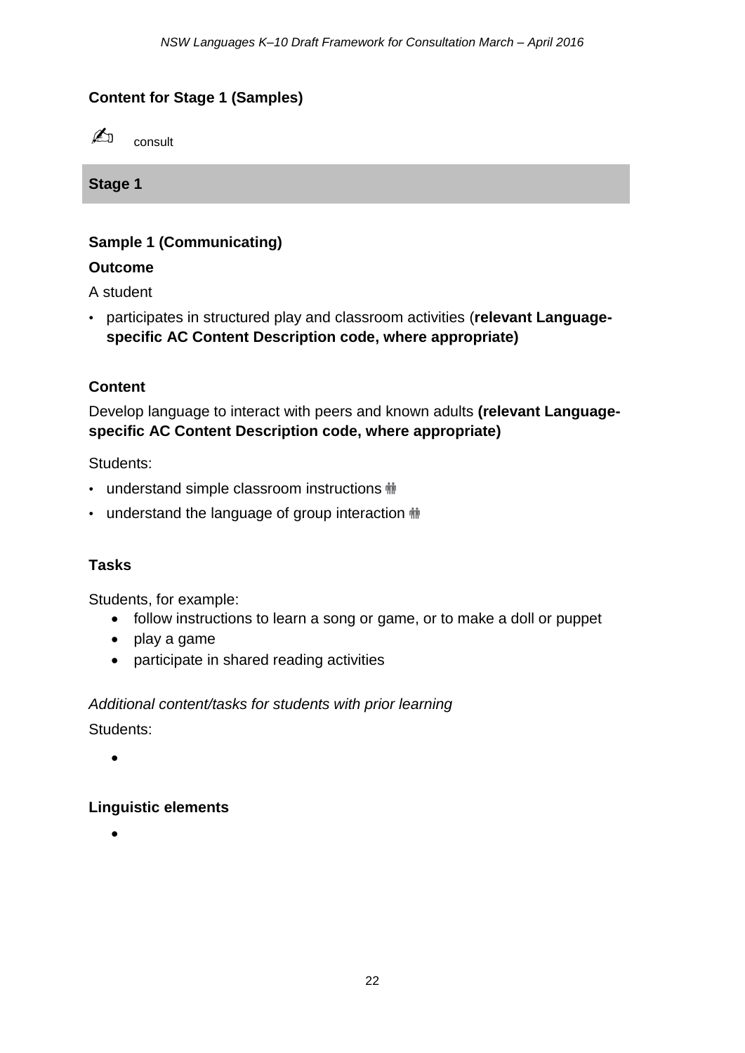## Content for Stage 1 (Samples)

✍ consult

### Stage 1

**Sample 1 (Communicating)**

**Outcome**

A student

- participates in structured play and classroom activities (**relevant Language-specific AC Content Description code, where appropriate)**

**Content**

Develop language to interact with peers and known adults **(relevant Language-specific AC Content Description code, where appropriate)**

Students:

- understand simple classroom instructions 👪
- understand the language of group interaction 👪

**Tasks**

Students, for example:

- follow instructions to learn a song or game, or to make a doll or puppet
- play a game
- participate in shared reading activities

*Additional content/tasks for students with prior learning*

Students:

-

**Linguistic elements**

-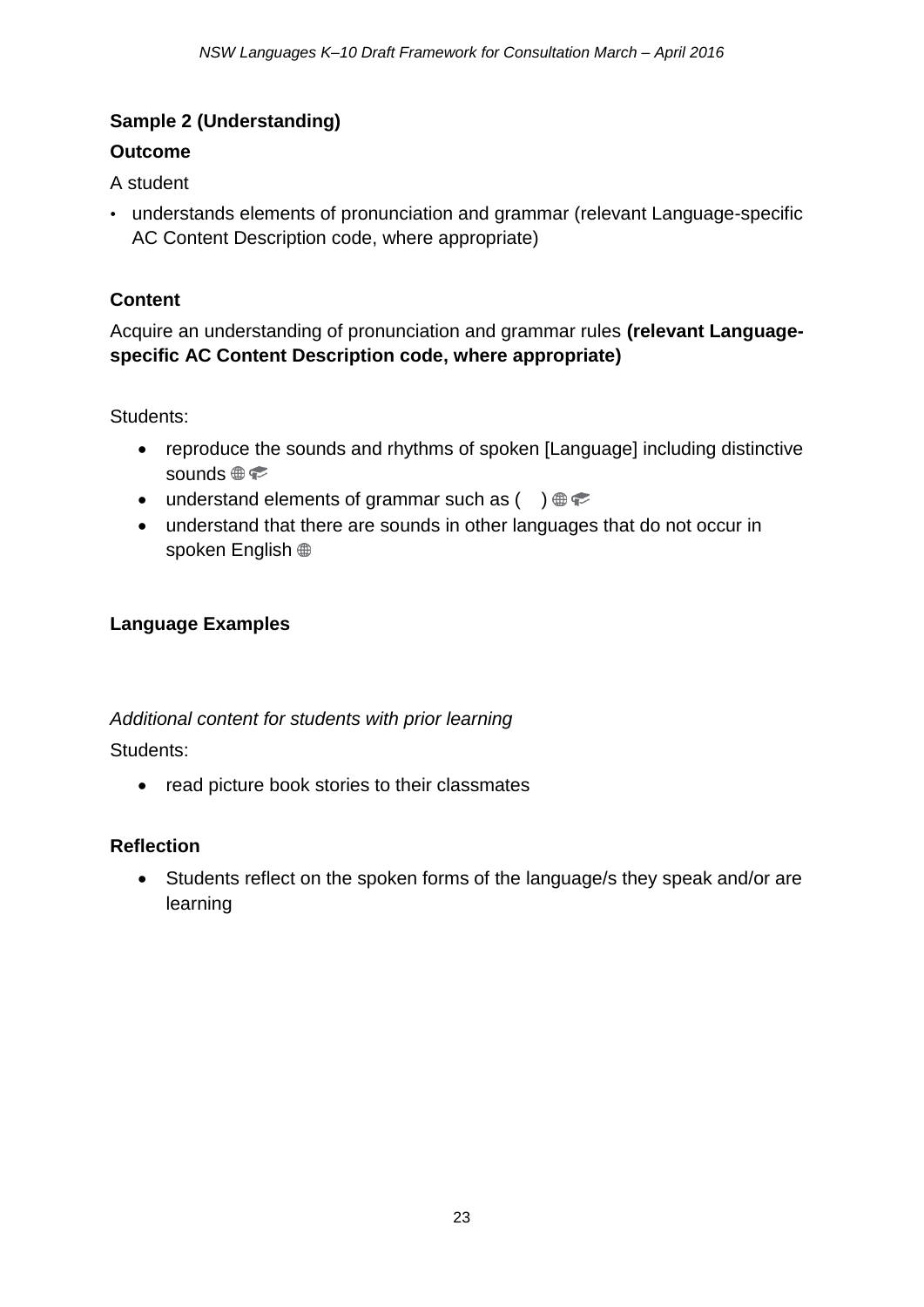**Sample 2 (Understanding)**

**Outcome**

A student

- understands elements of pronunciation and grammar (relevant Language-specific AC Content Description code, where appropriate)

**Content**

Acquire an understanding of pronunciation and grammar rules **(relevant Language-specific AC Content Description code, where appropriate)**

Students:

- reproduce the sounds and rhythms of spoken [Language] including distinctive sounds 🌐 🎓
- understand elements of grammar such as (   ) 🌐 🎓
- understand that there are sounds in other languages that do not occur in spoken English 🌐

**Language Examples**

*Additional content for students with prior learning*

Students:

- read picture book stories to their classmates

**Reflection**

- Students reflect on the spoken forms of the language/s they speak and/or are learning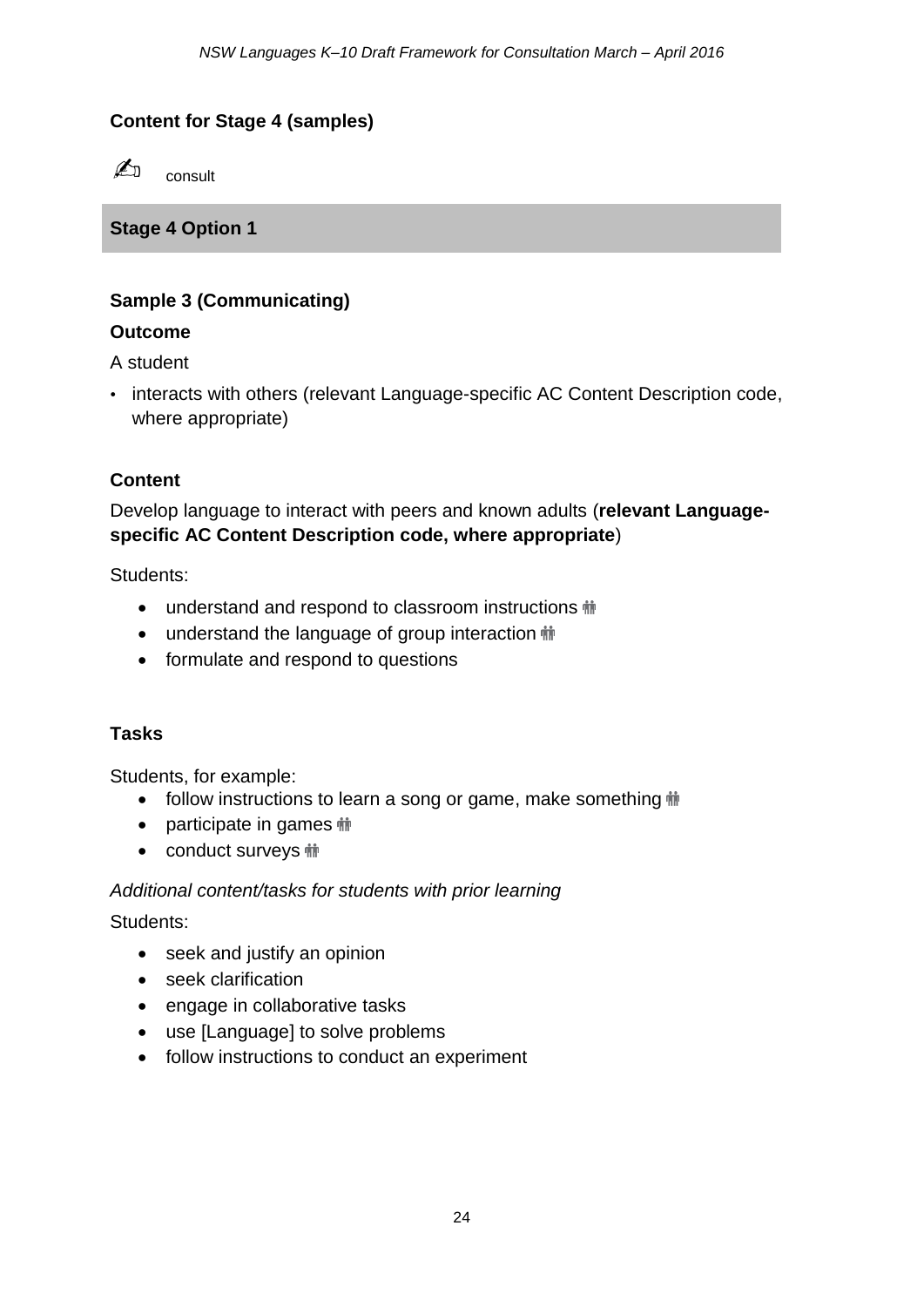## Content for Stage 4 (samples)

✍ consult

### Stage 4 Option 1

**Sample 3 (Communicating)**

**Outcome**

A student

- interacts with others (relevant Language-specific AC Content Description code, where appropriate)

**Content**

Develop language to interact with peers and known adults (**relevant Language-specific AC Content Description code, where appropriate**)

Students:

- understand and respond to classroom instructions 👬
- understand the language of group interaction 👬
- formulate and respond to questions

**Tasks**

Students, for example:

- follow instructions to learn a song or game, make something 👬
- participate in games 👬
- conduct surveys 👬

*Additional content/tasks for students with prior learning*

Students:

- seek and justify an opinion
- seek clarification
- engage in collaborative tasks
- use [Language] to solve problems
- follow instructions to conduct an experiment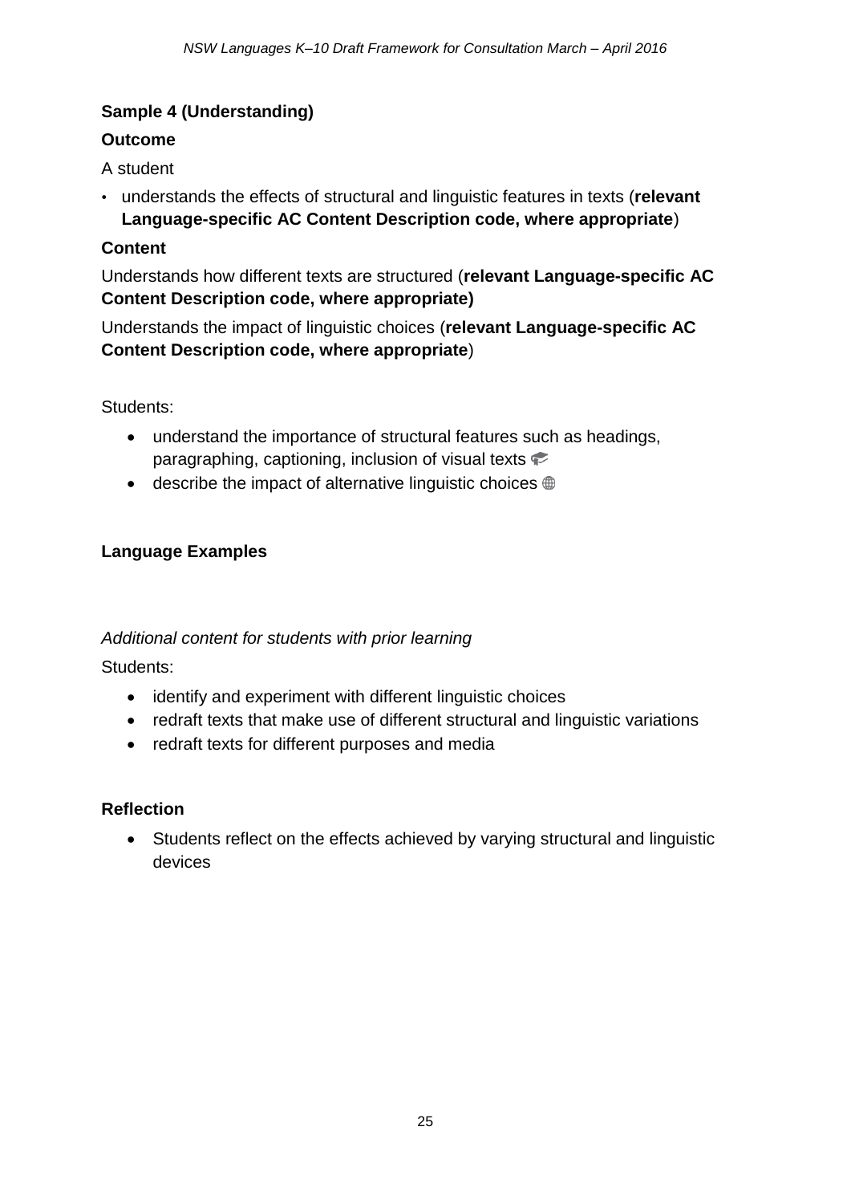**Sample 4 (Understanding)**

**Outcome**

A student

- understands the effects of structural and linguistic features in texts (**relevant Language-specific AC Content Description code, where appropriate**)

**Content**

Understands how different texts are structured (**relevant Language-specific AC Content Description code, where appropriate)**

Understands the impact of linguistic choices (**relevant Language-specific AC Content Description code, where appropriate**)

Students:

- understand the importance of structural features such as headings, paragraphing, captioning, inclusion of visual texts 🎓
- describe the impact of alternative linguistic choices 🌐

**Language Examples**

*Additional content for students with prior learning*

Students:

- identify and experiment with different linguistic choices
- redraft texts that make use of different structural and linguistic variations
- redraft texts for different purposes and media

**Reflection**

- Students reflect on the effects achieved by varying structural and linguistic devices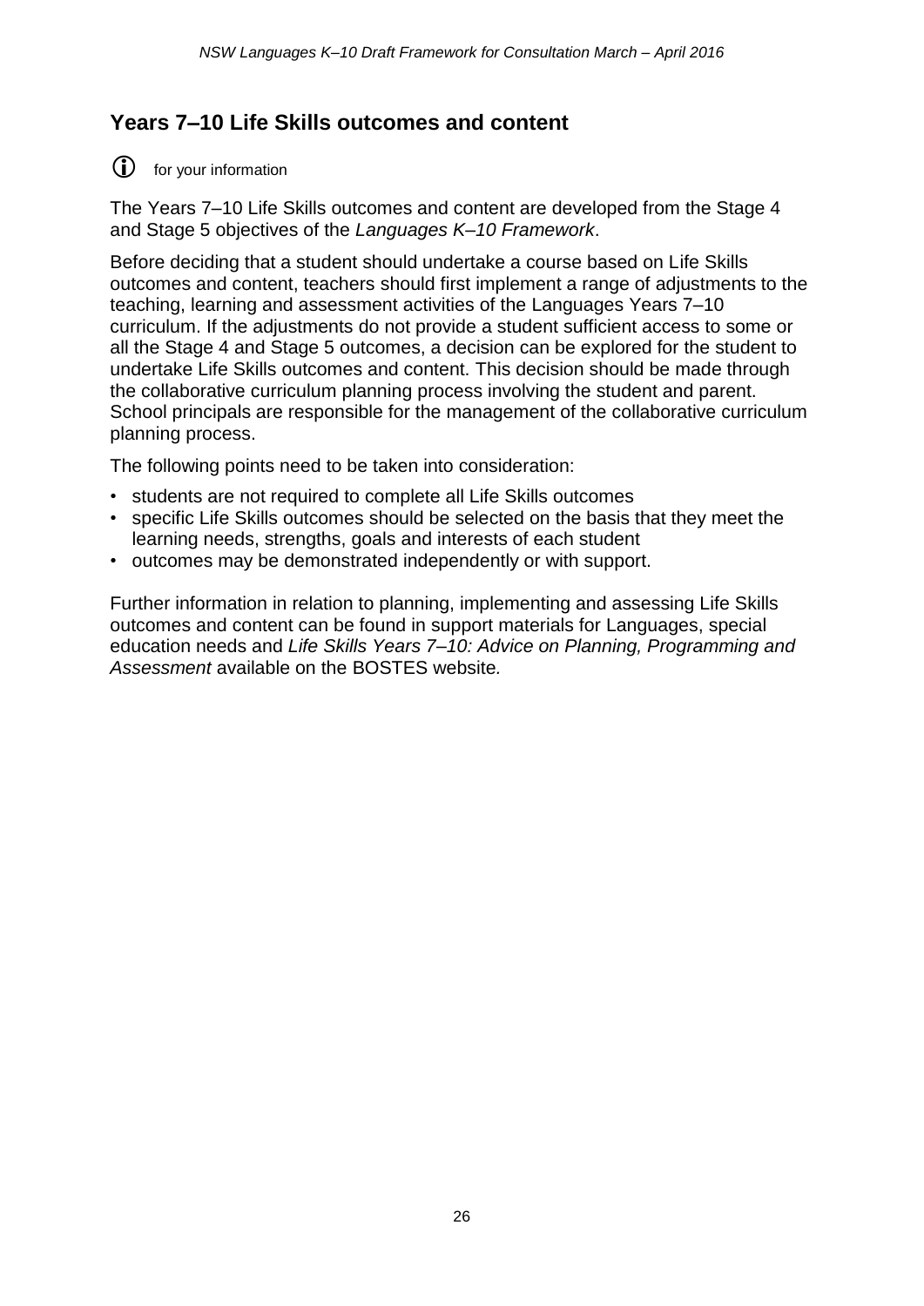## Years 7–10 Life Skills outcomes and content

ⓘ for your information

The Years 7–10 Life Skills outcomes and content are developed from the Stage 4 and Stage 5 objectives of the *Languages K–10 Framework*.

Before deciding that a student should undertake a course based on Life Skills outcomes and content, teachers should first implement a range of adjustments to the teaching, learning and assessment activities of the Languages Years 7–10 curriculum. If the adjustments do not provide a student sufficient access to some or all the Stage 4 and Stage 5 outcomes, a decision can be explored for the student to undertake Life Skills outcomes and content. This decision should be made through the collaborative curriculum planning process involving the student and parent. School principals are responsible for the management of the collaborative curriculum planning process.

The following points need to be taken into consideration:

- students are not required to complete all Life Skills outcomes
- specific Life Skills outcomes should be selected on the basis that they meet the learning needs, strengths, goals and interests of each student
- outcomes may be demonstrated independently or with support.

Further information in relation to planning, implementing and assessing Life Skills outcomes and content can be found in support materials for Languages, special education needs and *Life Skills Years 7–10: Advice on Planning, Programming and Assessment* available on the BOSTES website.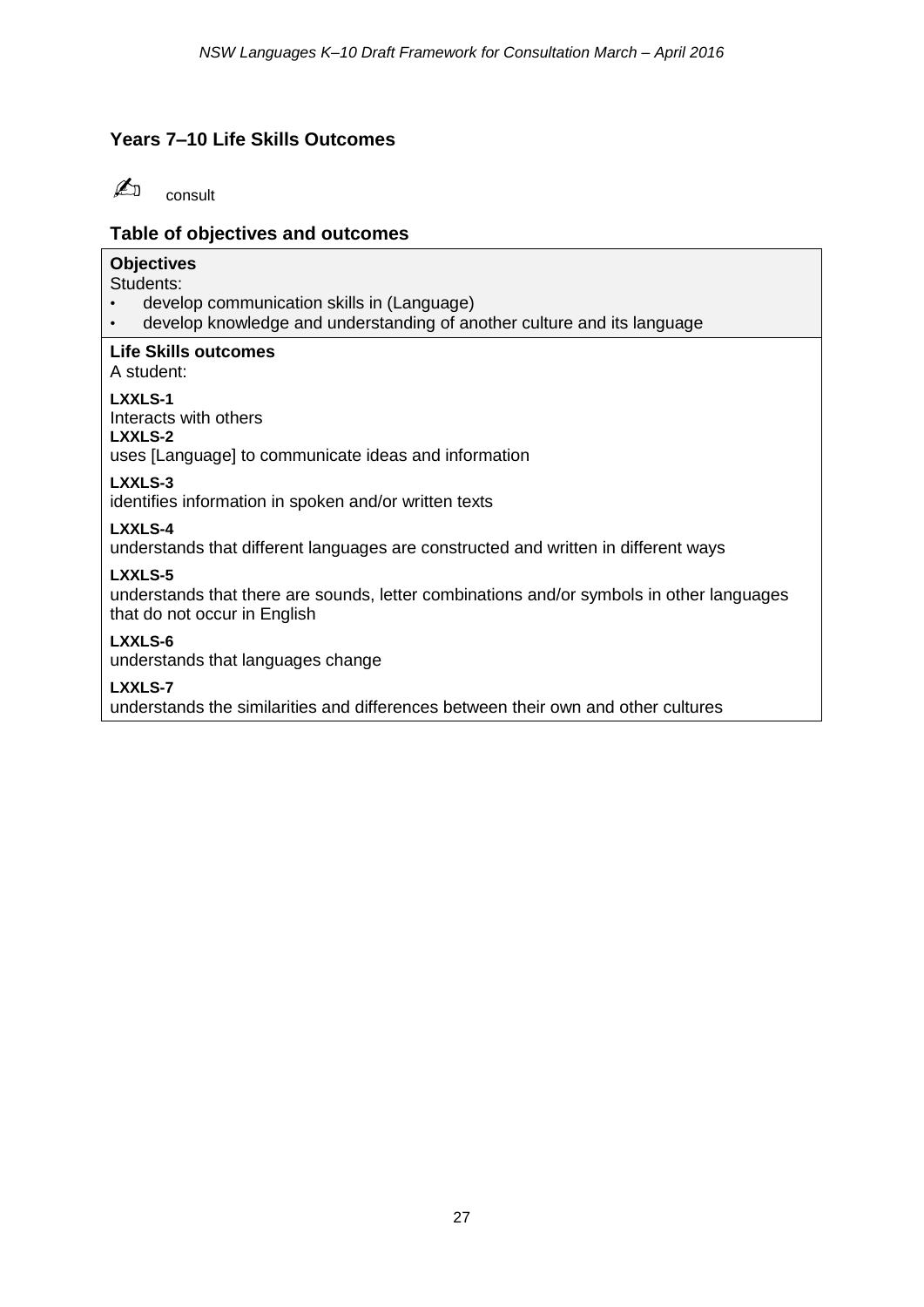## Years 7–10 Life Skills Outcomes

✍ consult

### Table of objectives and outcomes

**Objectives**

Students:

- develop communication skills in (Language)
- develop knowledge and understanding of another culture and its language

**Life Skills outcomes**

A student:

**LXXLS-1**
Interacts with others

**LXXLS-2**
uses [Language] to communicate ideas and information

**LXXLS-3**
identifies information in spoken and/or written texts

**LXXLS-4**
understands that different languages are constructed and written in different ways

**LXXLS-5**
understands that there are sounds, letter combinations and/or symbols in other languages that do not occur in English

**LXXLS-6**
understands that languages change

**LXXLS-7**
understands the similarities and differences between their own and other cultures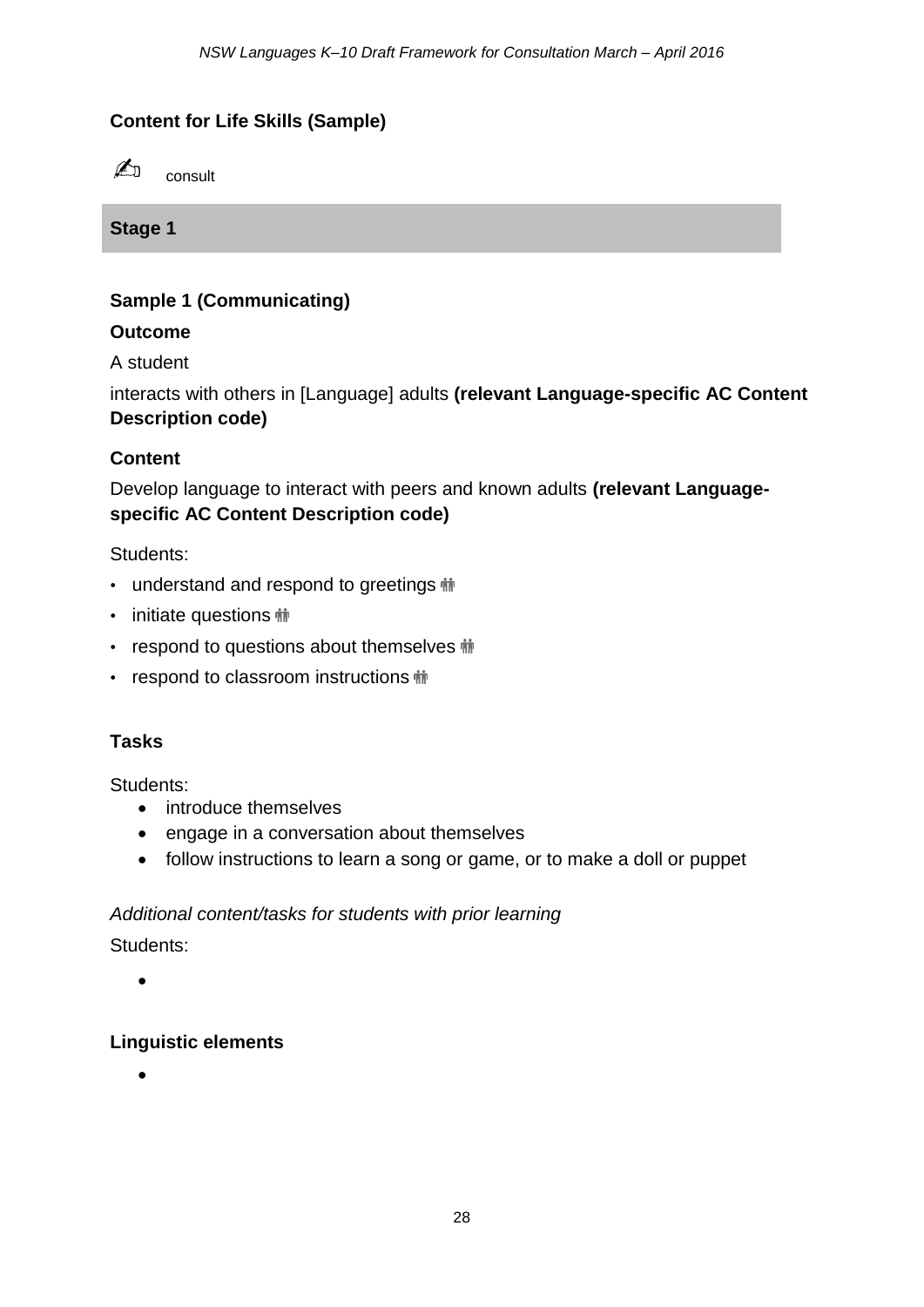**Content for Life Skills (Sample)**

✍ consult

**Stage 1**

**Sample 1 (Communicating)**

**Outcome**

A student

interacts with others in [Language] adults **(relevant Language-specific AC Content Description code)**

**Content**

Develop language to interact with peers and known adults **(relevant Language-specific AC Content Description code)**

Students:

- understand and respond to greetings 👬
- initiate questions 👬
- respond to questions about themselves 👬
- respond to classroom instructions 👬

**Tasks**

Students:

- introduce themselves
- engage in a conversation about themselves
- follow instructions to learn a song or game, or to make a doll or puppet

*Additional content/tasks for students with prior learning*

Students:

- 

**Linguistic elements**

-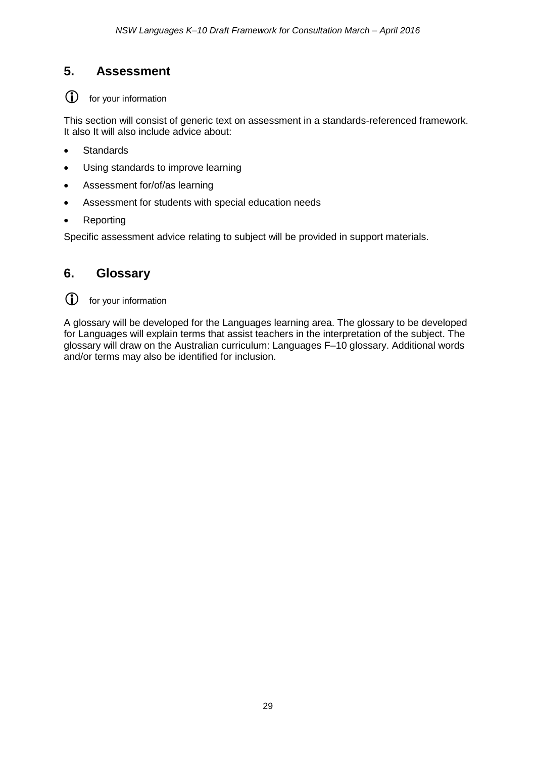## 5. Assessment

ⓘ for your information

This section will consist of generic text on assessment in a standards-referenced framework. It also It will also include advice about:

- Standards
- Using standards to improve learning
- Assessment for/of/as learning
- Assessment for students with special education needs
- Reporting

Specific assessment advice relating to subject will be provided in support materials.

## 6. Glossary

ⓘ for your information

A glossary will be developed for the Languages learning area. The glossary to be developed for Languages will explain terms that assist teachers in the interpretation of the subject. The glossary will draw on the Australian curriculum: Languages F–10 glossary. Additional words and/or terms may also be identified for inclusion.